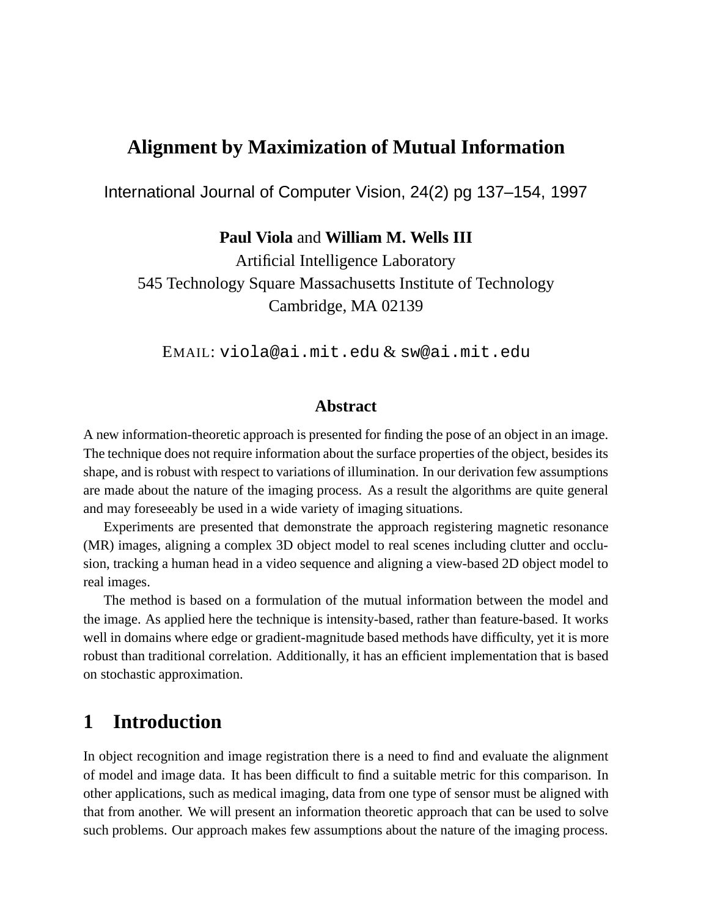# Alignment by Maximization of Mutual Information

International Journal of Computer Vision, 24(2) pg 137–154, 1997

**Paul Viola** and **William M. Wells III**
Artificial Intelligence Laboratory
545 Technology Square Massachusetts Institute of Technology
Cambridge, MA 02139

EMAIL: viola@ai.mit.edu & sw@ai.mit.edu

## Abstract

A new information-theoretic approach is presented for finding the pose of an object in an image. The technique does not require information about the surface properties of the object, besides its shape, and is robust with respect to variations of illumination. In our derivation few assumptions are made about the nature of the imaging process. As a result the algorithms are quite general and may foreseeably be used in a wide variety of imaging situations.

Experiments are presented that demonstrate the approach registering magnetic resonance (MR) images, aligning a complex 3D object model to real scenes including clutter and occlusion, tracking a human head in a video sequence and aligning a view-based 2D object model to real images.

The method is based on a formulation of the mutual information between the model and the image. As applied here the technique is intensity-based, rather than feature-based. It works well in domains where edge or gradient-magnitude based methods have difficulty, yet it is more robust than traditional correlation. Additionally, it has an efficient implementation that is based on stochastic approximation.

## 1 Introduction

In object recognition and image registration there is a need to find and evaluate the alignment of model and image data. It has been difficult to find a suitable metric for this comparison. In other applications, such as medical imaging, data from one type of sensor must be aligned with that from another. We will present an information theoretic approach that can be used to solve such problems. Our approach makes few assumptions about the nature of the imaging process.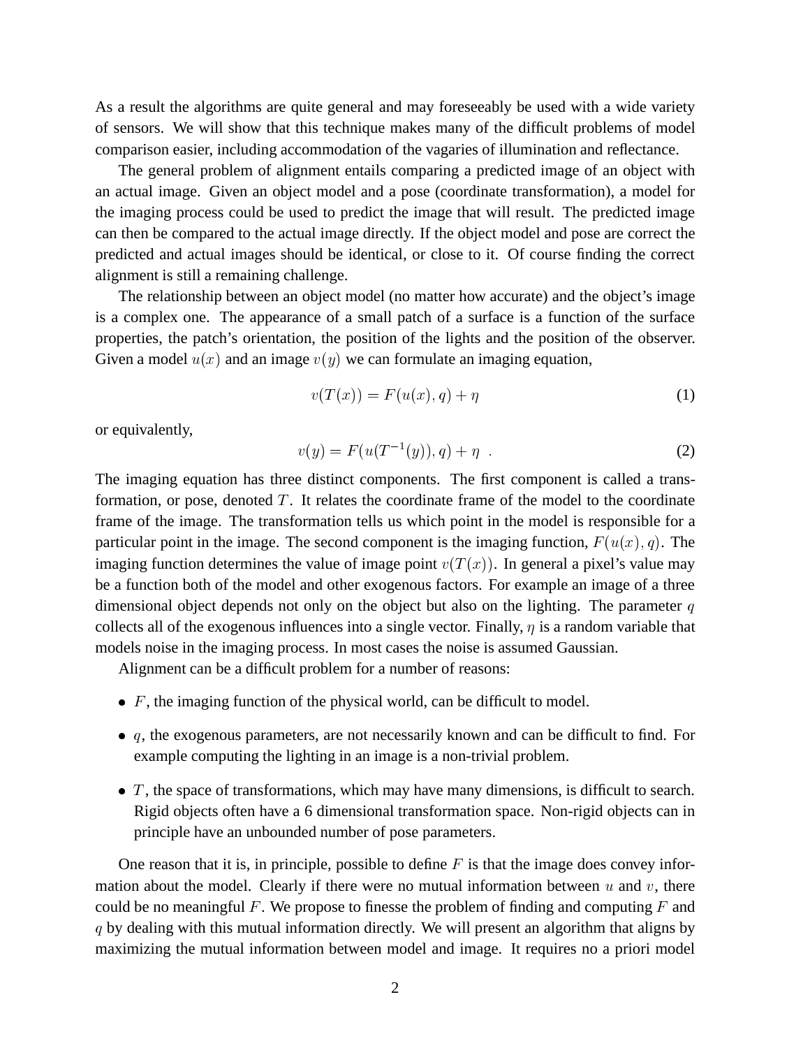As a result the algorithms are quite general and may foreseeably be used with a wide variety of sensors. We will show that this technique makes many of the difficult problems of model comparison easier, including accommodation of the vagaries of illumination and reflectance.

The general problem of alignment entails comparing a predicted image of an object with an actual image. Given an object model and a pose (coordinate transformation), a model for the imaging process could be used to predict the image that will result. The predicted image can then be compared to the actual image directly. If the object model and pose are correct the predicted and actual images should be identical, or close to it. Of course finding the correct alignment is still a remaining challenge.

The relationship between an object model (no matter how accurate) and the object's image is a complex one. The appearance of a small patch of a surface is a function of the surface properties, the patch's orientation, the position of the lights and the position of the observer. Given a model $u(x)$ and an image $v(y)$ we can formulate an imaging equation,

$$v(T(x)) = F(u(x), q) + \eta \tag{1}$$

or equivalently,

$$v(y) = F(u(T^{-1}(y)), q) + \eta \ . \tag{2}$$

The imaging equation has three distinct components. The first component is called a transformation, or pose, denoted $T$. It relates the coordinate frame of the model to the coordinate frame of the image. The transformation tells us which point in the model is responsible for a particular point in the image. The second component is the imaging function, $F(u(x), q)$. The imaging function determines the value of image point $v(T(x))$. In general a pixel's value may be a function both of the model and other exogenous factors. For example an image of a three dimensional object depends not only on the object but also on the lighting. The parameter $q$ collects all of the exogenous influences into a single vector. Finally, $\eta$ is a random variable that models noise in the imaging process. In most cases the noise is assumed Gaussian.

Alignment can be a difficult problem for a number of reasons:

- $F$, the imaging function of the physical world, can be difficult to model.
- $q$, the exogenous parameters, are not necessarily known and can be difficult to find. For example computing the lighting in an image is a non-trivial problem.
- $T$, the space of transformations, which may have many dimensions, is difficult to search. Rigid objects often have a 6 dimensional transformation space. Non-rigid objects can in principle have an unbounded number of pose parameters.

One reason that it is, in principle, possible to define $F$ is that the image does convey information about the model. Clearly if there were no mutual information between $u$ and $v$, there could be no meaningful $F$. We propose to finesse the problem of finding and computing $F$ and $q$ by dealing with this mutual information directly. We will present an algorithm that aligns by maximizing the mutual information between model and image. It requires no a priori model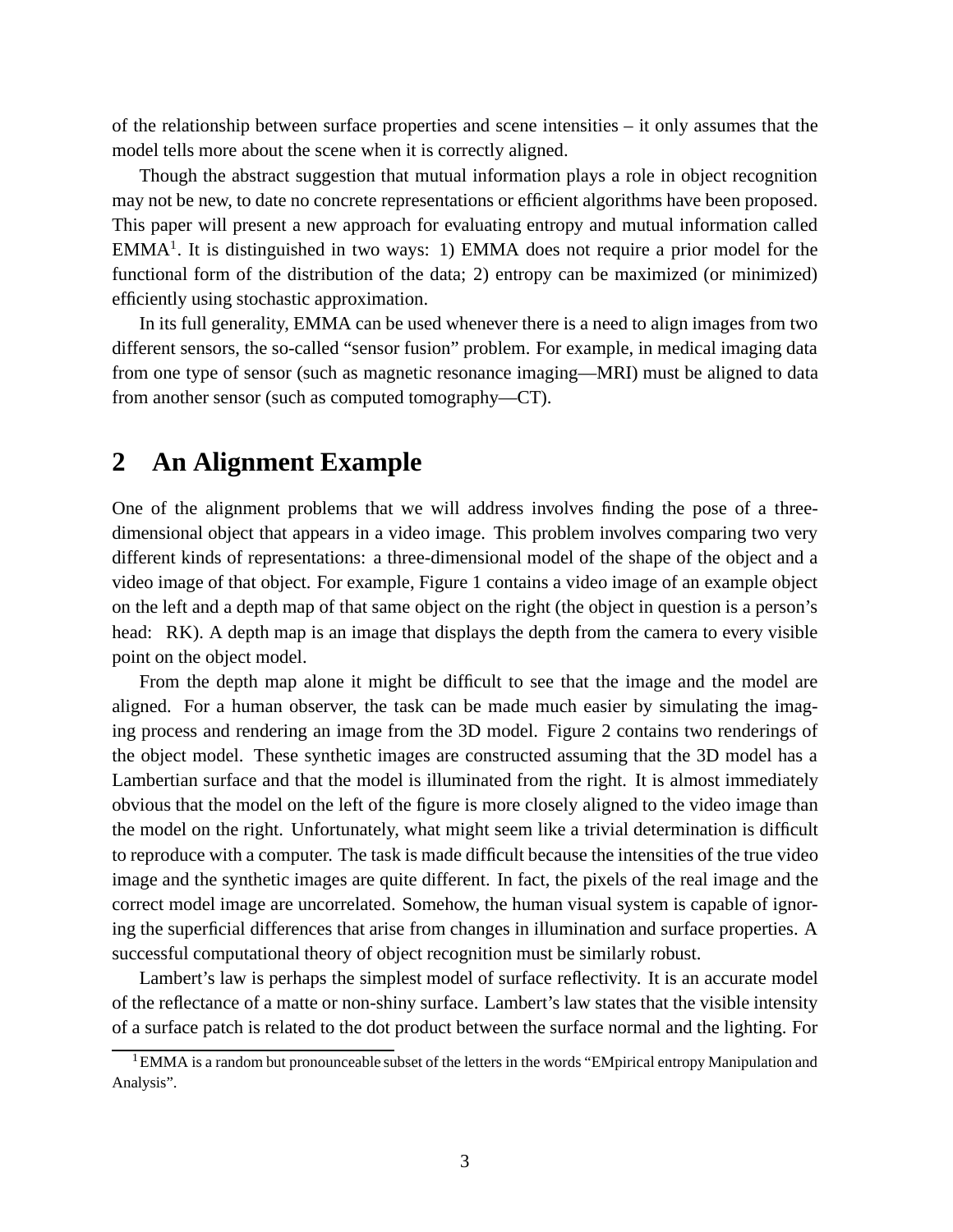of the relationship between surface properties and scene intensities – it only assumes that the model tells more about the scene when it is correctly aligned.

Though the abstract suggestion that mutual information plays a role in object recognition may not be new, to date no concrete representations or efficient algorithms have been proposed. This paper will present a new approach for evaluating entropy and mutual information called EMMA[1]. It is distinguished in two ways: 1) EMMA does not require a prior model for the functional form of the distribution of the data; 2) entropy can be maximized (or minimized) efficiently using stochastic approximation.

In its full generality, EMMA can be used whenever there is a need to align images from two different sensors, the so-called "sensor fusion" problem. For example, in medical imaging data from one type of sensor (such as magnetic resonance imaging—MRI) must be aligned to data from another sensor (such as computed tomography—CT).

## 2 An Alignment Example

One of the alignment problems that we will address involves finding the pose of a three-dimensional object that appears in a video image. This problem involves comparing two very different kinds of representations: a three-dimensional model of the shape of the object and a video image of that object. For example, Figure 1 contains a video image of an example object on the left and a depth map of that same object on the right (the object in question is a person's head: RK). A depth map is an image that displays the depth from the camera to every visible point on the object model.

From the depth map alone it might be difficult to see that the image and the model are aligned. For a human observer, the task can be made much easier by simulating the imaging process and rendering an image from the 3D model. Figure 2 contains two renderings of the object model. These synthetic images are constructed assuming that the 3D model has a Lambertian surface and that the model is illuminated from the right. It is almost immediately obvious that the model on the left of the figure is more closely aligned to the video image than the model on the right. Unfortunately, what might seem like a trivial determination is difficult to reproduce with a computer. The task is made difficult because the intensities of the true video image and the synthetic images are quite different. In fact, the pixels of the real image and the correct model image are uncorrelated. Somehow, the human visual system is capable of ignoring the superficial differences that arise from changes in illumination and surface properties. A successful computational theory of object recognition must be similarly robust.

Lambert's law is perhaps the simplest model of surface reflectivity. It is an accurate model of the reflectance of a matte or non-shiny surface. Lambert's law states that the visible intensity of a surface patch is related to the dot product between the surface normal and the lighting. For

[1] EMMA is a random but pronounceable subset of the letters in the words "EMpirical entropy Manipulation and Analysis".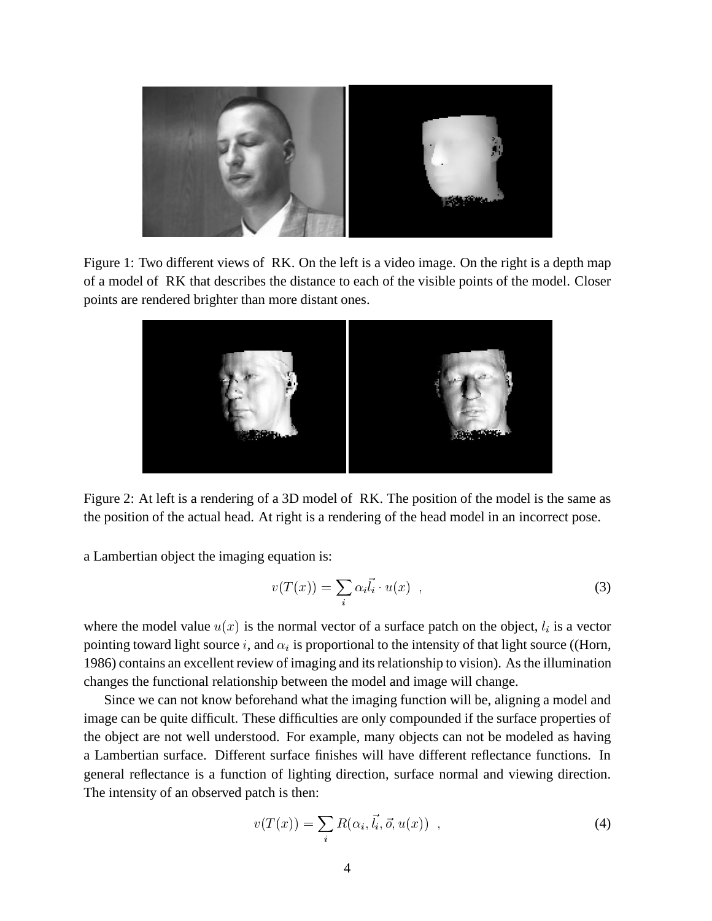Figure 1: Two different views of RK. On the left is a video image. On the right is a depth map of a model of RK that describes the distance to each of the visible points of the model. Closer points are rendered brighter than more distant ones.

Figure 2: At left is a rendering of a 3D model of RK. The position of the model is the same as the position of the actual head. At right is a rendering of the head model in an incorrect pose.

a Lambertian object the imaging equation is:

$$v(T(x)) = \sum_i \alpha_i \vec{l_i} \cdot u(x) \ \ , \tag{3}$$

where the model value $u(x)$ is the normal vector of a surface patch on the object, $l_i$ is a vector pointing toward light source $i$, and $\alpha_i$ is proportional to the intensity of that light source ((Horn, 1986) contains an excellent review of imaging and its relationship to vision). As the illumination changes the functional relationship between the model and image will change.

Since we can not know beforehand what the imaging function will be, aligning a model and image can be quite difficult. These difficulties are only compounded if the surface properties of the object are not well understood. For example, many objects can not be modeled as having a Lambertian surface. Different surface finishes will have different reflectance functions. In general reflectance is a function of lighting direction, surface normal and viewing direction. The intensity of an observed patch is then:

$$v(T(x)) = \sum_i R(\alpha_i, \vec{l_i}, \vec{o}, u(x)) \ \ , \tag{4}$$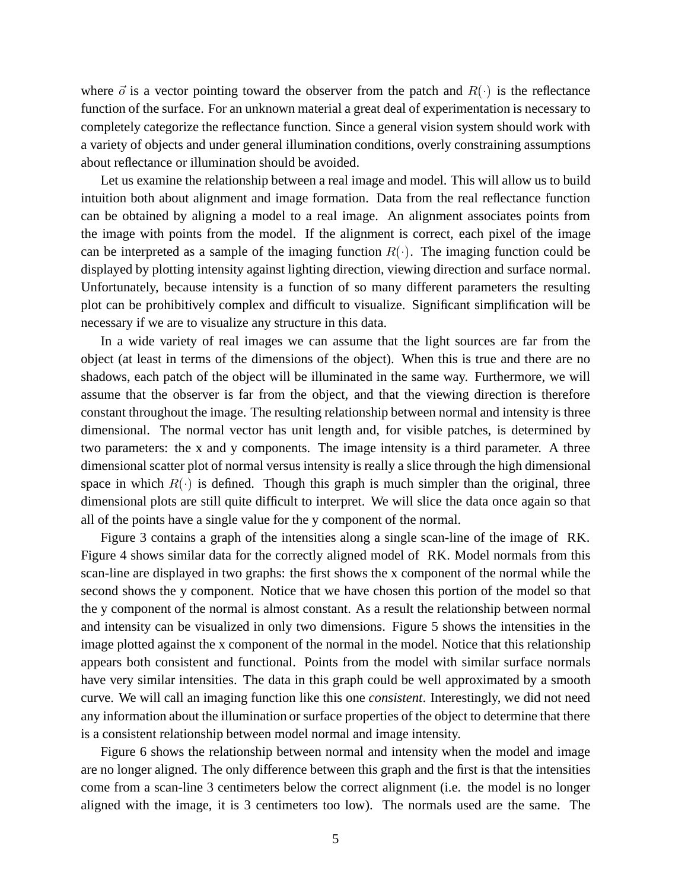where $\vec{o}$ is a vector pointing toward the observer from the patch and $R(\cdot)$ is the reflectance function of the surface. For an unknown material a great deal of experimentation is necessary to completely categorize the reflectance function. Since a general vision system should work with a variety of objects and under general illumination conditions, overly constraining assumptions about reflectance or illumination should be avoided.

Let us examine the relationship between a real image and model. This will allow us to build intuition both about alignment and image formation. Data from the real reflectance function can be obtained by aligning a model to a real image. An alignment associates points from the image with points from the model. If the alignment is correct, each pixel of the image can be interpreted as a sample of the imaging function $R(\cdot)$. The imaging function could be displayed by plotting intensity against lighting direction, viewing direction and surface normal. Unfortunately, because intensity is a function of so many different parameters the resulting plot can be prohibitively complex and difficult to visualize. Significant simplification will be necessary if we are to visualize any structure in this data.

In a wide variety of real images we can assume that the light sources are far from the object (at least in terms of the dimensions of the object). When this is true and there are no shadows, each patch of the object will be illuminated in the same way. Furthermore, we will assume that the observer is far from the object, and that the viewing direction is therefore constant throughout the image. The resulting relationship between normal and intensity is three dimensional. The normal vector has unit length and, for visible patches, is determined by two parameters: the x and y components. The image intensity is a third parameter. A three dimensional scatter plot of normal versus intensity is really a slice through the high dimensional space in which $R(\cdot)$ is defined. Though this graph is much simpler than the original, three dimensional plots are still quite difficult to interpret. We will slice the data once again so that all of the points have a single value for the y component of the normal.

Figure 3 contains a graph of the intensities along a single scan-line of the image of RK. Figure 4 shows similar data for the correctly aligned model of RK. Model normals from this scan-line are displayed in two graphs: the first shows the x component of the normal while the second shows the y component. Notice that we have chosen this portion of the model so that the y component of the normal is almost constant. As a result the relationship between normal and intensity can be visualized in only two dimensions. Figure 5 shows the intensities in the image plotted against the x component of the normal in the model. Notice that this relationship appears both consistent and functional. Points from the model with similar surface normals have very similar intensities. The data in this graph could be well approximated by a smooth curve. We will call an imaging function like this one *consistent*. Interestingly, we did not need any information about the illumination or surface properties of the object to determine that there is a consistent relationship between model normal and image intensity.

Figure 6 shows the relationship between normal and intensity when the model and image are no longer aligned. The only difference between this graph and the first is that the intensities come from a scan-line 3 centimeters below the correct alignment (i.e. the model is no longer aligned with the image, it is 3 centimeters too low). The normals used are the same. The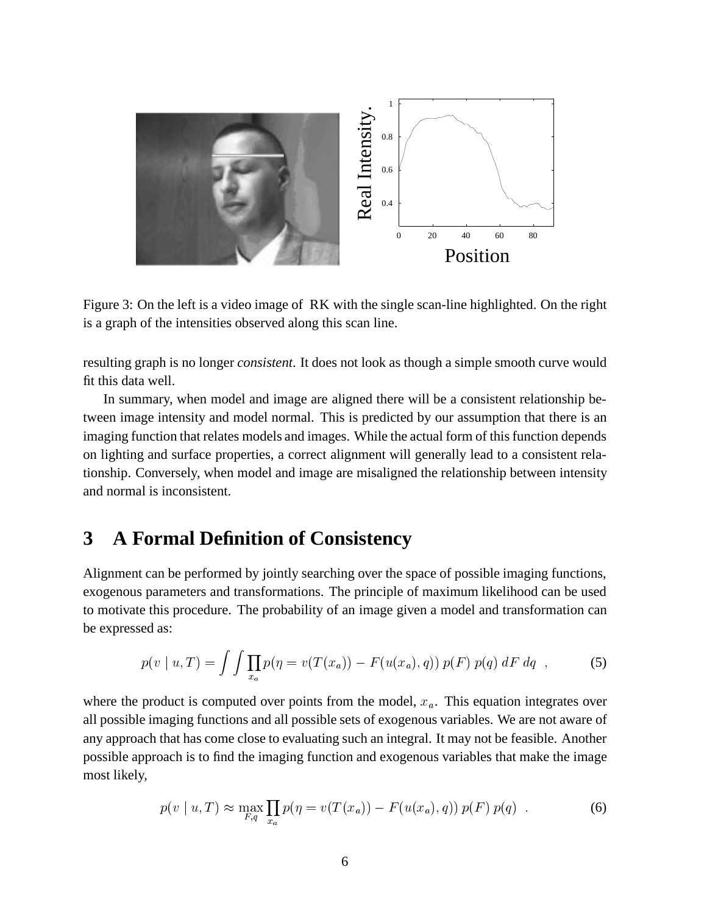Figure 3: On the left is a video image of RK with the single scan-line highlighted. On the right is a graph of the intensities observed along this scan line.

resulting graph is no longer *consistent*. It does not look as though a simple smooth curve would fit this data well.

In summary, when model and image are aligned there will be a consistent relationship between image intensity and model normal. This is predicted by our assumption that there is an imaging function that relates models and images. While the actual form of this function depends on lighting and surface properties, a correct alignment will generally lead to a consistent relationship. Conversely, when model and image are misaligned the relationship between intensity and normal is inconsistent.

## 3 A Formal Definition of Consistency

Alignment can be performed by jointly searching over the space of possible imaging functions, exogenous parameters and transformations. The principle of maximum likelihood can be used to motivate this procedure. The probability of an image given a model and transformation can be expressed as:

$$p(v \mid u, T) = \int \int \prod_{x_a} p(\eta = v(T(x_a)) - F(u(x_a), q)) \, p(F) \, p(q) \, dF \, dq \quad , \tag{5}$$

where the product is computed over points from the model, $x_a$. This equation integrates over all possible imaging functions and all possible sets of exogenous variables. We are not aware of any approach that has come close to evaluating such an integral. It may not be feasible. Another possible approach is to find the imaging function and exogenous variables that make the image most likely,

$$p(v \mid u, T) \approx \max_{F,q} \prod_{x_a} p(\eta = v(T(x_a)) - F(u(x_a), q)) \, p(F) \, p(q) \quad . \tag{6}$$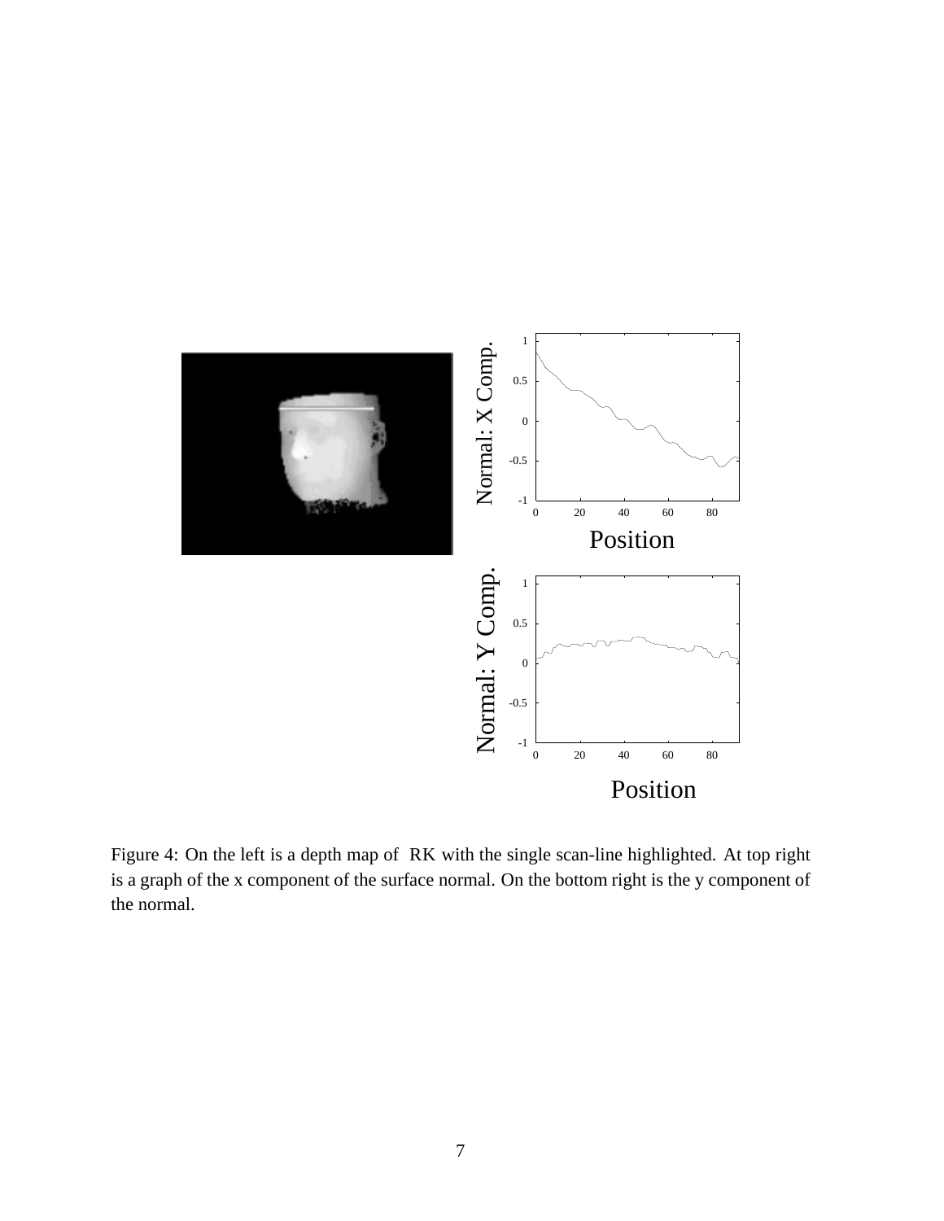Figure 4: On the left is a depth map of RK with the single scan-line highlighted. At top right is a graph of the x component of the surface normal. On the bottom right is the y component of the normal.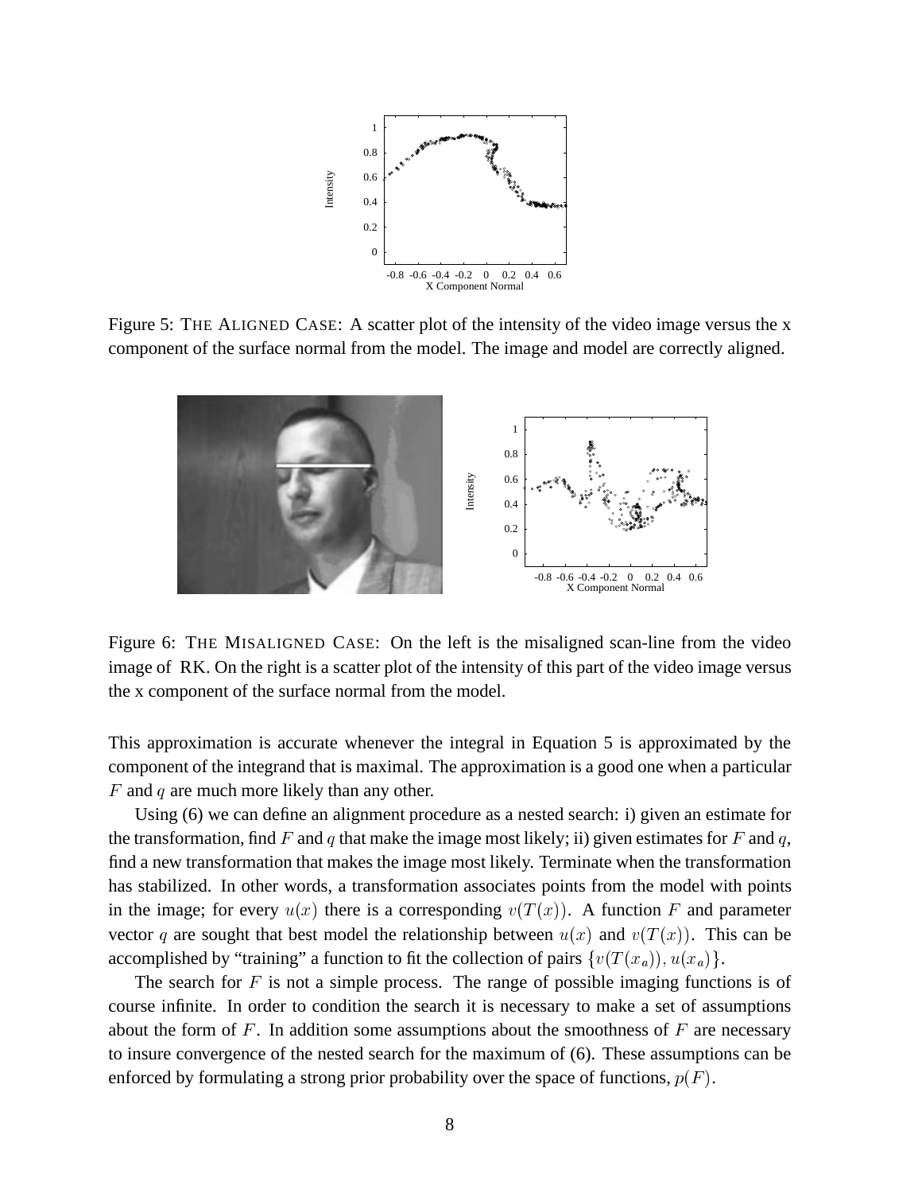Figure 5: THE ALIGNED CASE: A scatter plot of the intensity of the video image versus the x component of the surface normal from the model. The image and model are correctly aligned.

Figure 6: THE MISALIGNED CASE: On the left is the misaligned scan-line from the video image of RK. On the right is a scatter plot of the intensity of this part of the video image versus the x component of the surface normal from the model.

This approximation is accurate whenever the integral in Equation 5 is approximated by the component of the integrand that is maximal. The approximation is a good one when a particular $F$ and $q$ are much more likely than any other.

Using (6) we can define an alignment procedure as a nested search: i) given an estimate for the transformation, find $F$ and $q$ that make the image most likely; ii) given estimates for $F$ and $q$, find a new transformation that makes the image most likely. Terminate when the transformation has stabilized. In other words, a transformation associates points from the model with points in the image; for every $u(x)$ there is a corresponding $v(T(x))$. A function $F$ and parameter vector $q$ are sought that best model the relationship between $u(x)$ and $v(T(x))$. This can be accomplished by "training" a function to fit the collection of pairs $\{v(T(x_a)), u(x_a)\}$.

The search for $F$ is not a simple process. The range of possible imaging functions is of course infinite. In order to condition the search it is necessary to make a set of assumptions about the form of $F$. In addition some assumptions about the smoothness of $F$ are necessary to insure convergence of the nested search for the maximum of (6). These assumptions can be enforced by formulating a strong prior probability over the space of functions, $p(F)$.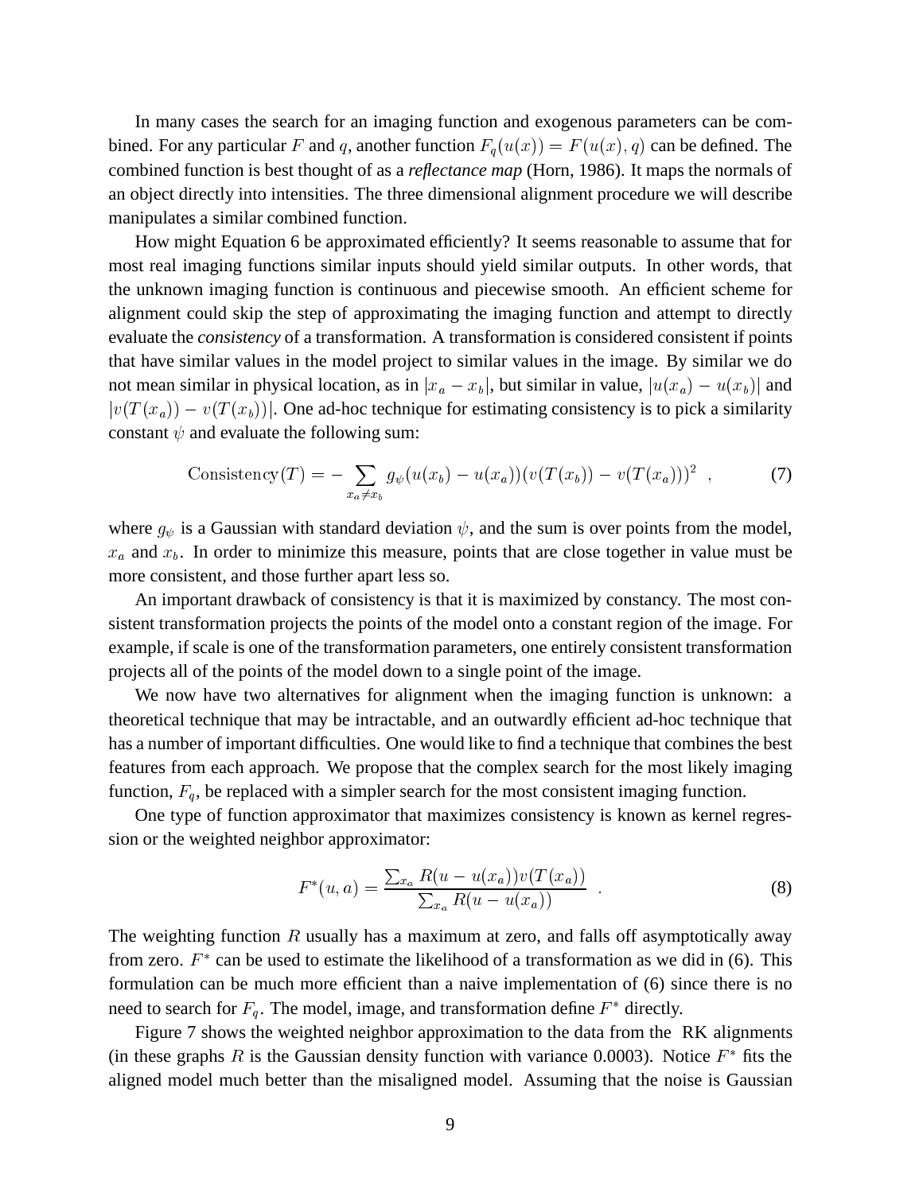In many cases the search for an imaging function and exogenous parameters can be combined. For any particular $F$ and $q$, another function $F_q(u(x)) = F(u(x), q)$ can be defined. The combined function is best thought of as a *reflectance map* (Horn, 1986). It maps the normals of an object directly into intensities. The three dimensional alignment procedure we will describe manipulates a similar combined function.

How might Equation 6 be approximated efficiently? It seems reasonable to assume that for most real imaging functions similar inputs should yield similar outputs. In other words, that the unknown imaging function is continuous and piecewise smooth. An efficient scheme for alignment could skip the step of approximating the imaging function and attempt to directly evaluate the *consistency* of a transformation. A transformation is considered consistent if points that have similar values in the model project to similar values in the image. By similar we do not mean similar in physical location, as in $|x_a - x_b|$, but similar in value, $|u(x_a) - u(x_b)|$ and $|v(T(x_a)) - v(T(x_b))|$. One ad-hoc technique for estimating consistency is to pick a similarity constant $\psi$ and evaluate the following sum:

$$\text{Consistency}(T) = -\sum_{x_a \neq x_b} g_\psi(u(x_b) - u(x_a))(v(T(x_b)) - v(T(x_a)))^2 \ , \tag{7}$$

where $g_\psi$ is a Gaussian with standard deviation $\psi$, and the sum is over points from the model, $x_a$ and $x_b$. In order to minimize this measure, points that are close together in value must be more consistent, and those further apart less so.

An important drawback of consistency is that it is maximized by constancy. The most consistent transformation projects the points of the model onto a constant region of the image. For example, if scale is one of the transformation parameters, one entirely consistent transformation projects all of the points of the model down to a single point of the image.

We now have two alternatives for alignment when the imaging function is unknown: a theoretical technique that may be intractable, and an outwardly efficient ad-hoc technique that has a number of important difficulties. One would like to find a technique that combines the best features from each approach. We propose that the complex search for the most likely imaging function, $F_q$, be replaced with a simpler search for the most consistent imaging function.

One type of function approximator that maximizes consistency is known as kernel regression or the weighted neighbor approximator:

$$F^*(u, a) = \frac{\sum_{x_a} R(u - u(x_a))v(T(x_a))}{\sum_{x_a} R(u - u(x_a))} \ . \tag{8}$$

The weighting function $R$ usually has a maximum at zero, and falls off asymptotically away from zero. $F^*$ can be used to estimate the likelihood of a transformation as we did in (6). This formulation can be much more efficient than a naive implementation of (6) since there is no need to search for $F_q$. The model, image, and transformation define $F^*$ directly.

Figure 7 shows the weighted neighbor approximation to the data from the RK alignments (in these graphs $R$ is the Gaussian density function with variance 0.0003). Notice $F^*$ fits the aligned model much better than the misaligned model. Assuming that the noise is Gaussian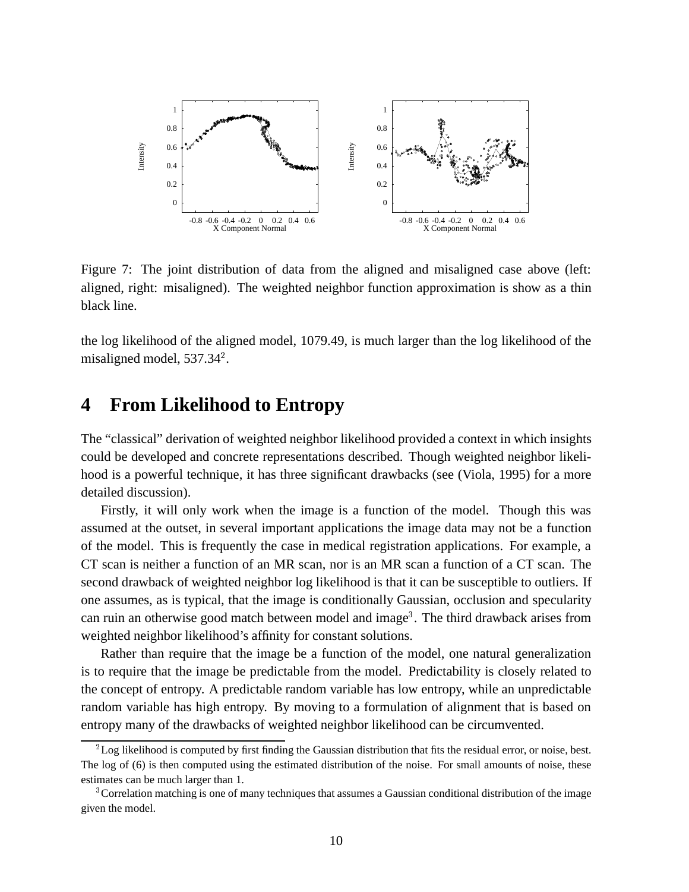Figure 7: The joint distribution of data from the aligned and misaligned case above (left: aligned, right: misaligned). The weighted neighbor function approximation is show as a thin black line.

the log likelihood of the aligned model, 1079.49, is much larger than the log likelihood of the misaligned model, 537.34[2].

# 4 From Likelihood to Entropy

The "classical" derivation of weighted neighbor likelihood provided a context in which insights could be developed and concrete representations described. Though weighted neighbor likelihood is a powerful technique, it has three significant drawbacks (see (Viola, 1995) for a more detailed discussion).

Firstly, it will only work when the image is a function of the model. Though this was assumed at the outset, in several important applications the image data may not be a function of the model. This is frequently the case in medical registration applications. For example, a CT scan is neither a function of an MR scan, nor is an MR scan a function of a CT scan. The second drawback of weighted neighbor log likelihood is that it can be susceptible to outliers. If one assumes, as is typical, that the image is conditionally Gaussian, occlusion and specularity can ruin an otherwise good match between model and image[3]. The third drawback arises from weighted neighbor likelihood's affinity for constant solutions.

Rather than require that the image be a function of the model, one natural generalization is to require that the image be predictable from the model. Predictability is closely related to the concept of entropy. A predictable random variable has low entropy, while an unpredictable random variable has high entropy. By moving to a formulation of alignment that is based on entropy many of the drawbacks of weighted neighbor likelihood can be circumvented.

[2] Log likelihood is computed by first finding the Gaussian distribution that fits the residual error, or noise, best. The log of (6) is then computed using the estimated distribution of the noise. For small amounts of noise, these estimates can be much larger than 1.

[3] Correlation matching is one of many techniques that assumes a Gaussian conditional distribution of the image given the model.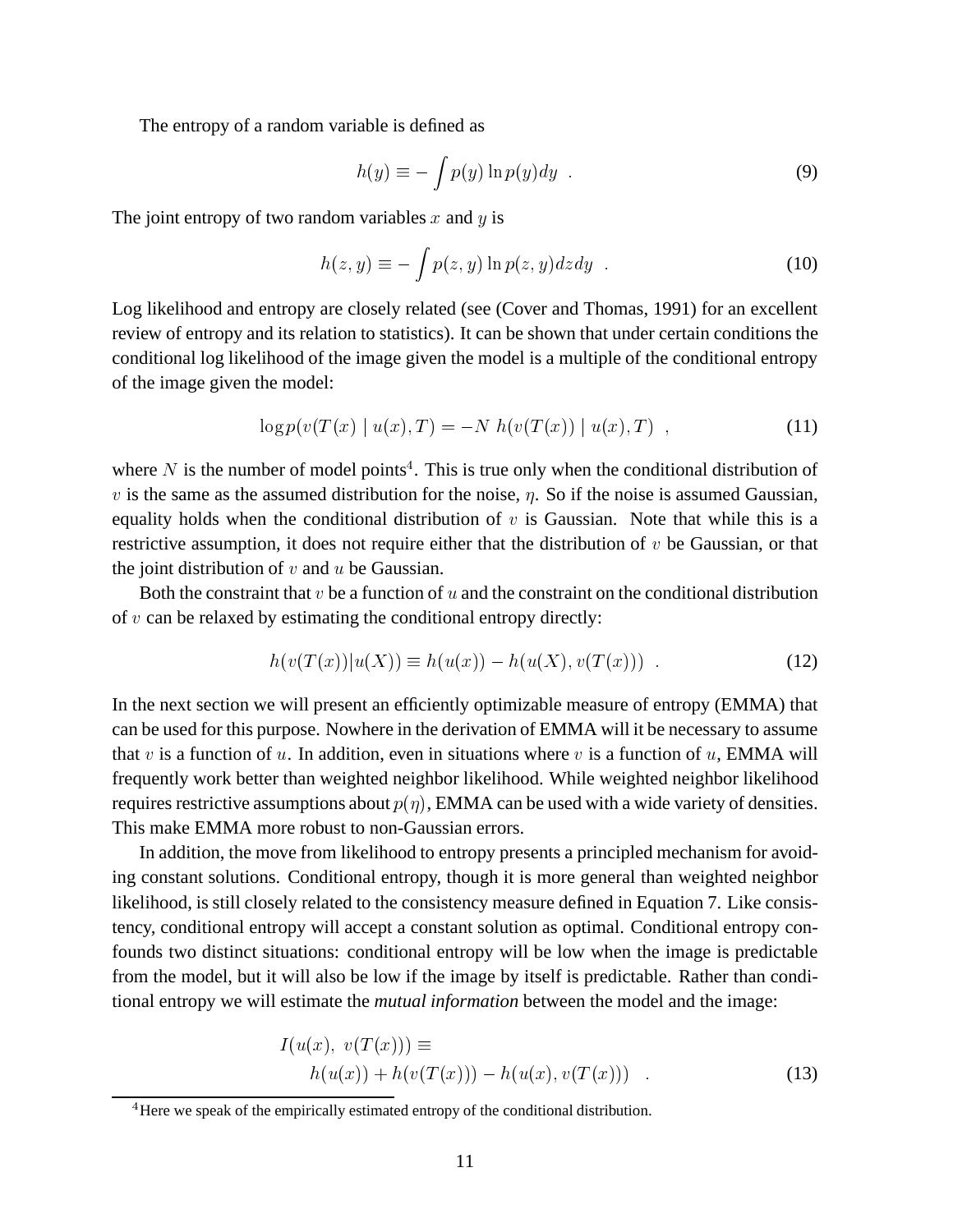The entropy of a random variable is defined as

$$h(y) \equiv -\int p(y) \ln p(y) dy \quad . \tag{9}$$

The joint entropy of two random variables $x$ and $y$ is

$$h(z, y) \equiv -\int p(z, y) \ln p(z, y) dz dy \quad . \tag{10}$$

Log likelihood and entropy are closely related (see (Cover and Thomas, 1991) for an excellent review of entropy and its relation to statistics). It can be shown that under certain conditions the conditional log likelihood of the image given the model is a multiple of the conditional entropy of the image given the model:

$$\log p(v(T(x) \mid u(x), T) = -N \; h(v(T(x)) \mid u(x), T) \quad , \tag{11}$$

where $N$ is the number of model points[4]. This is true only when the conditional distribution of $v$ is the same as the assumed distribution for the noise, $\eta$. So if the noise is assumed Gaussian, equality holds when the conditional distribution of $v$ is Gaussian. Note that while this is a restrictive assumption, it does not require either that the distribution of $v$ be Gaussian, or that the joint distribution of $v$ and $u$ be Gaussian.

Both the constraint that $v$ be a function of $u$ and the constraint on the conditional distribution of $v$ can be relaxed by estimating the conditional entropy directly:

$$h(v(T(x)) | u(X)) \equiv h(u(x)) - h(u(X), v(T(x))) \quad . \tag{12}$$

In the next section we will present an efficiently optimizable measure of entropy (EMMA) that can be used for this purpose. Nowhere in the derivation of EMMA will it be necessary to assume that $v$ is a function of $u$. In addition, even in situations where $v$ is a function of $u$, EMMA will frequently work better than weighted neighbor likelihood. While weighted neighbor likelihood requires restrictive assumptions about $p(\eta)$, EMMA can be used with a wide variety of densities. This make EMMA more robust to non-Gaussian errors.

In addition, the move from likelihood to entropy presents a principled mechanism for avoiding constant solutions. Conditional entropy, though it is more general than weighted neighbor likelihood, is still closely related to the consistency measure defined in Equation 7. Like consistency, conditional entropy will accept a constant solution as optimal. Conditional entropy confounds two distinct situations: conditional entropy will be low when the image is predictable from the model, but it will also be low if the image by itself is predictable. Rather than conditional entropy we will estimate the *mutual information* between the model and the image:

$$\begin{aligned} I(u(x),\ v(T(x))) \equiv \\ h(u(x)) + h(v(T(x))) - h(u(x), v(T(x))) \quad . \end{aligned} \tag{13}$$

[4] Here we speak of the empirically estimated entropy of the conditional distribution.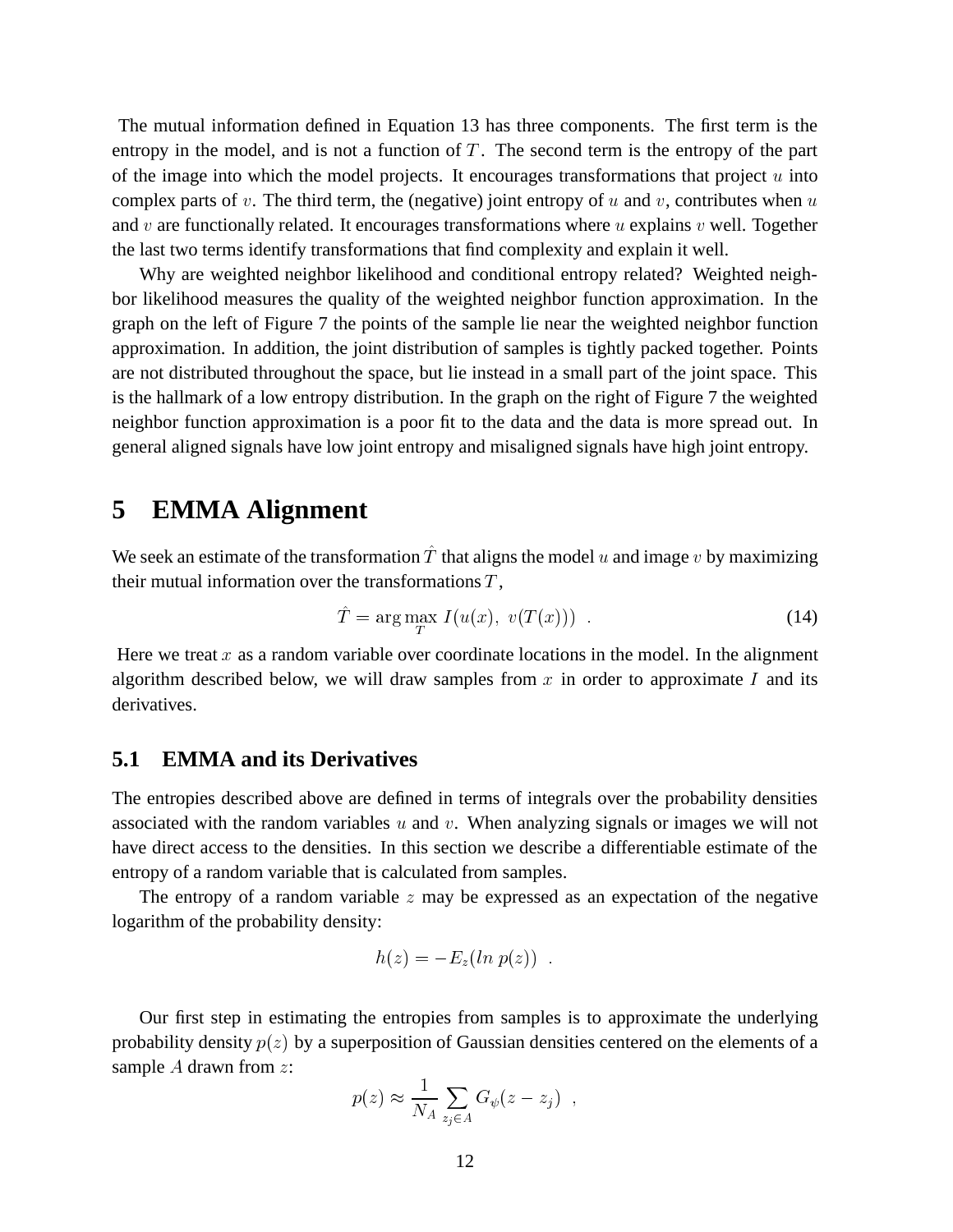The mutual information defined in Equation 13 has three components. The first term is the entropy in the model, and is not a function of $T$. The second term is the entropy of the part of the image into which the model projects. It encourages transformations that project $u$ into complex parts of $v$. The third term, the (negative) joint entropy of $u$ and $v$, contributes when $u$ and $v$ are functionally related. It encourages transformations where $u$ explains $v$ well. Together the last two terms identify transformations that find complexity and explain it well.

Why are weighted neighbor likelihood and conditional entropy related? Weighted neighbor likelihood measures the quality of the weighted neighbor function approximation. In the graph on the left of Figure 7 the points of the sample lie near the weighted neighbor function approximation. In addition, the joint distribution of samples is tightly packed together. Points are not distributed throughout the space, but lie instead in a small part of the joint space. This is the hallmark of a low entropy distribution. In the graph on the right of Figure 7 the weighted neighbor function approximation is a poor fit to the data and the data is more spread out. In general aligned signals have low joint entropy and misaligned signals have high joint entropy.

# 5 EMMA Alignment

We seek an estimate of the transformation $\hat{T}$ that aligns the model $u$ and image $v$ by maximizing their mutual information over the transformations $T$,

$$\hat{T} = \arg\max_{T} I(u(x),\ v(T(x))) \ . \tag{14}$$

Here we treat $x$ as a random variable over coordinate locations in the model. In the alignment algorithm described below, we will draw samples from $x$ in order to approximate $I$ and its derivatives.

## 5.1 EMMA and its Derivatives

The entropies described above are defined in terms of integrals over the probability densities associated with the random variables $u$ and $v$. When analyzing signals or images we will not have direct access to the densities. In this section we describe a differentiable estimate of the entropy of a random variable that is calculated from samples.

The entropy of a random variable $z$ may be expressed as an expectation of the negative logarithm of the probability density:

$$h(z) = -E_z(ln\ p(z)) \ .$$

Our first step in estimating the entropies from samples is to approximate the underlying probability density $p(z)$ by a superposition of Gaussian densities centered on the elements of a sample $A$ drawn from $z$:

$$p(z) \approx \frac{1}{N_A} \sum_{z_j \in A} G_\psi(z - z_j) \ ,$$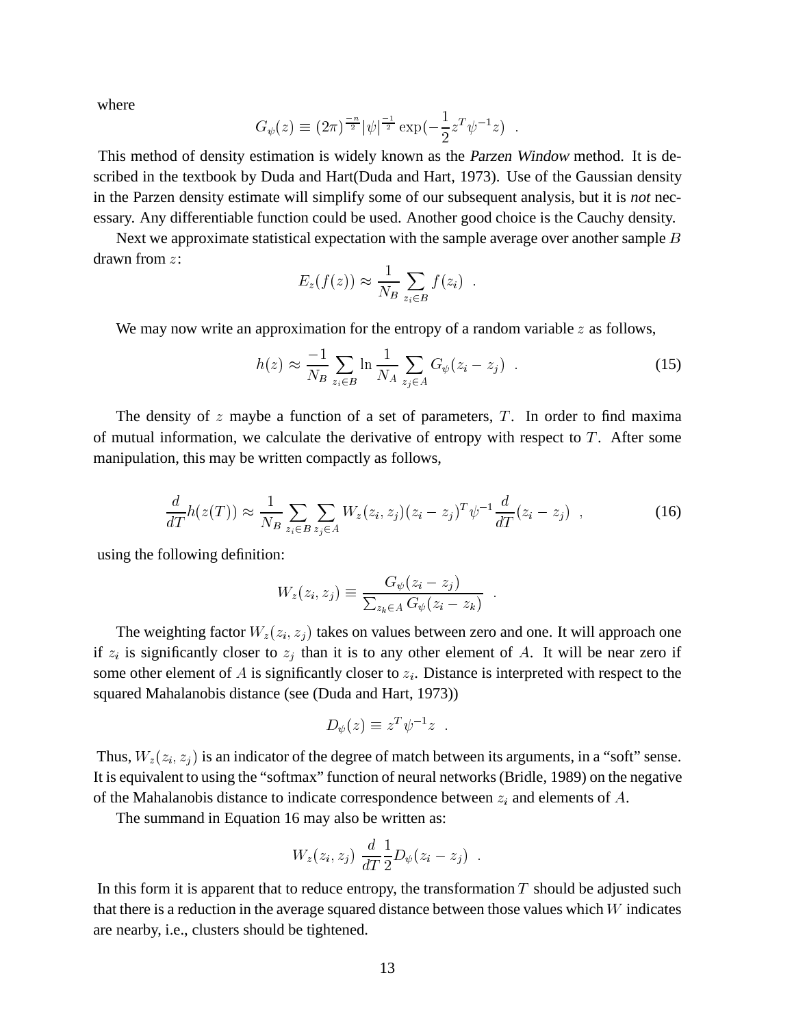where

$$G_\psi(z) \equiv (2\pi)^{\frac{-n}{2}} |\psi|^{\frac{-1}{2}} \exp(-\frac{1}{2} z^T \psi^{-1} z) \ .$$

This method of density estimation is widely known as the *Parzen Window* method. It is described in the textbook by Duda and Hart(Duda and Hart, 1973). Use of the Gaussian density in the Parzen density estimate will simplify some of our subsequent analysis, but it is *not* necessary. Any differentiable function could be used. Another good choice is the Cauchy density.

Next we approximate statistical expectation with the sample average over another sample $B$ drawn from $z$:

$$E_z(f(z)) \approx \frac{1}{N_B} \sum_{z_i \in B} f(z_i) \ .$$

We may now write an approximation for the entropy of a random variable $z$ as follows,

$$h(z) \approx \frac{-1}{N_B} \sum_{z_i \in B} \ln \frac{1}{N_A} \sum_{z_j \in A} G_\psi(z_i - z_j) \ . \tag{15}$$

The density of $z$ maybe a function of a set of parameters, $T$. In order to find maxima of mutual information, we calculate the derivative of entropy with respect to $T$. After some manipulation, this may be written compactly as follows,

$$\frac{d}{dT} h(z(T)) \approx \frac{1}{N_B} \sum_{z_i \in B} \sum_{z_j \in A} W_z(z_i, z_j)(z_i - z_j)^T \psi^{-1} \frac{d}{dT}(z_i - z_j) \ , \tag{16}$$

using the following definition:

$$W_z(z_i, z_j) \equiv \frac{G_\psi(z_i - z_j)}{\sum_{z_k \in A} G_\psi(z_i - z_k)} \ .$$

The weighting factor $W_z(z_i, z_j)$ takes on values between zero and one. It will approach one if $z_i$ is significantly closer to $z_j$ than it is to any other element of $A$. It will be near zero if some other element of $A$ is significantly closer to $z_i$. Distance is interpreted with respect to the squared Mahalanobis distance (see (Duda and Hart, 1973))

$$D_\psi(z) \equiv z^T \psi^{-1} z \ .$$

Thus, $W_z(z_i, z_j)$ is an indicator of the degree of match between its arguments, in a "soft" sense. It is equivalent to using the "softmax" function of neural networks (Bridle, 1989) on the negative of the Mahalanobis distance to indicate correspondence between $z_i$ and elements of $A$.

The summand in Equation 16 may also be written as:

$$W_z(z_i, z_j) \ \frac{d}{dT} \frac{1}{2} D_\psi(z_i - z_j) \ .$$

In this form it is apparent that to reduce entropy, the transformation $T$ should be adjusted such that there is a reduction in the average squared distance between those values which $W$ indicates are nearby, i.e., clusters should be tightened.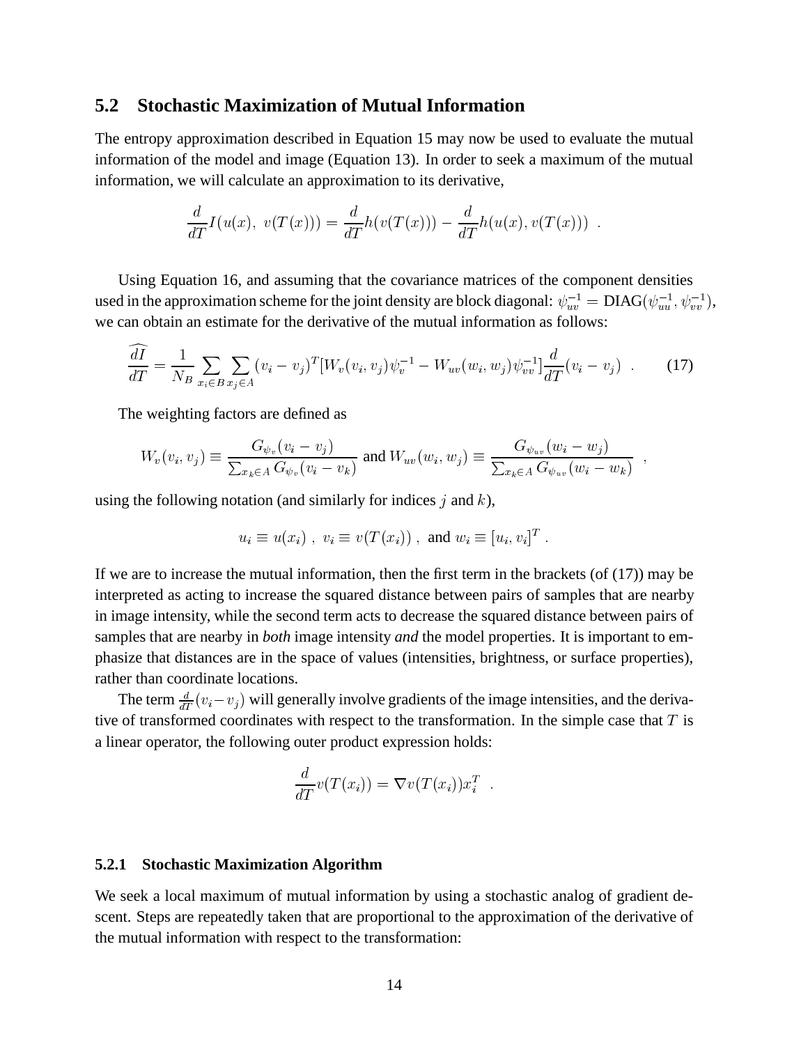## 5.2 Stochastic Maximization of Mutual Information

The entropy approximation described in Equation 15 may now be used to evaluate the mutual information of the model and image (Equation 13). In order to seek a maximum of the mutual information, we will calculate an approximation to its derivative,

$$\frac{d}{dT} I(u(x),\ v(T(x))) = \frac{d}{dT} h(v(T(x))) - \frac{d}{dT} h(u(x), v(T(x))) \ .$$

Using Equation 16, and assuming that the covariance matrices of the component densities used in the approximation scheme for the joint density are block diagonal: $\psi_{uv}^{-1} = \mathrm{DIAG}(\psi_{uu}^{-1}, \psi_{vv}^{-1})$, we can obtain an estimate for the derivative of the mutual information as follows:

$$\widehat{\frac{dI}{dT}} = \frac{1}{N_B} \sum_{x_i \in B} \sum_{x_j \in A} (v_i - v_j)^T [W_v(v_i, v_j) \psi_v^{-1} - W_{uv}(w_i, w_j) \psi_{vv}^{-1}] \frac{d}{dT}(v_i - v_j) \ . \qquad (17)$$

The weighting factors are defined as

$$W_v(v_i, v_j) \equiv \frac{G_{\psi_v}(v_i - v_j)}{\sum_{x_k \in A} G_{\psi_v}(v_i - v_k)} \text{ and } W_{uv}(w_i, w_j) \equiv \frac{G_{\psi_{uv}}(w_i - w_j)}{\sum_{x_k \in A} G_{\psi_{uv}}(w_i - w_k)} \ ,$$

using the following notation (and similarly for indices $j$ and $k$),

$$u_i \equiv u(x_i) \ , \ v_i \equiv v(T(x_i)) \ , \text{ and } w_i \equiv [u_i, v_i]^T \ .$$

If we are to increase the mutual information, then the first term in the brackets (of (17)) may be interpreted as acting to increase the squared distance between pairs of samples that are nearby in image intensity, while the second term acts to decrease the squared distance between pairs of samples that are nearby in *both* image intensity *and* the model properties. It is important to emphasize that distances are in the space of values (intensities, brightness, or surface properties), rather than coordinate locations.

The term $\frac{d}{dT}(v_i - v_j)$ will generally involve gradients of the image intensities, and the derivative of transformed coordinates with respect to the transformation. In the simple case that $T$ is a linear operator, the following outer product expression holds:

$$\frac{d}{dT} v(T(x_i)) = \nabla v(T(x_i)) x_i^T \ .$$

### 5.2.1 Stochastic Maximization Algorithm

We seek a local maximum of mutual information by using a stochastic analog of gradient descent. Steps are repeatedly taken that are proportional to the approximation of the derivative of the mutual information with respect to the transformation: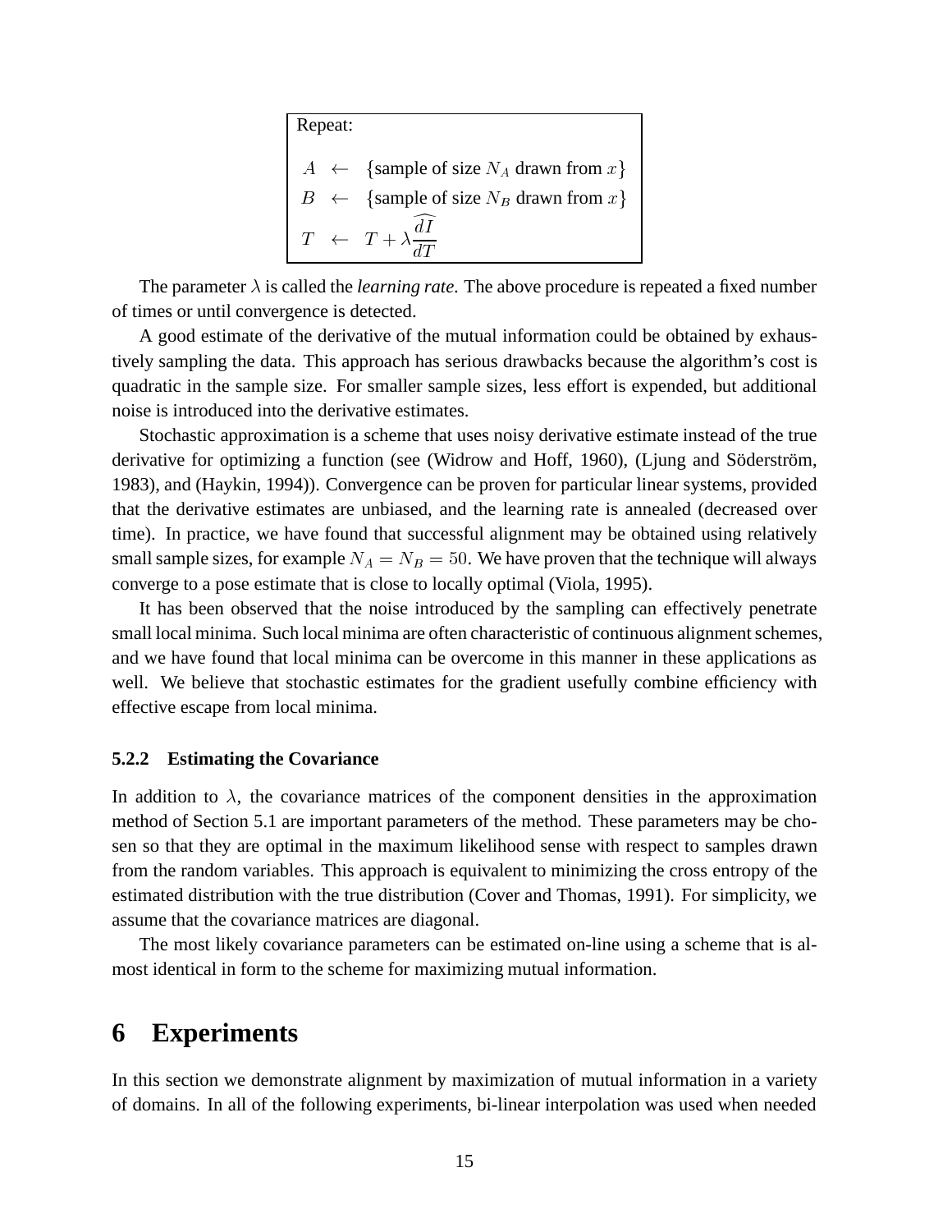Repeat:

$$
\begin{aligned}
A &\leftarrow \{\text{sample of size } N_A \text{ drawn from } x\} \\
B &\leftarrow \{\text{sample of size } N_B \text{ drawn from } x\} \\
T &\leftarrow T + \lambda \widehat{\frac{dI}{dT}}
\end{aligned}
$$

The parameter $\lambda$ is called the *learning rate*. The above procedure is repeated a fixed number of times or until convergence is detected.

A good estimate of the derivative of the mutual information could be obtained by exhaustively sampling the data. This approach has serious drawbacks because the algorithm's cost is quadratic in the sample size. For smaller sample sizes, less effort is expended, but additional noise is introduced into the derivative estimates.

Stochastic approximation is a scheme that uses noisy derivative estimate instead of the true derivative for optimizing a function (see (Widrow and Hoff, 1960), (Ljung and Söderström, 1983), and (Haykin, 1994)). Convergence can be proven for particular linear systems, provided that the derivative estimates are unbiased, and the learning rate is annealed (decreased over time). In practice, we have found that successful alignment may be obtained using relatively small sample sizes, for example $N_A = N_B = 50$. We have proven that the technique will always converge to a pose estimate that is close to locally optimal (Viola, 1995).

It has been observed that the noise introduced by the sampling can effectively penetrate small local minima. Such local minima are often characteristic of continuous alignment schemes, and we have found that local minima can be overcome in this manner in these applications as well. We believe that stochastic estimates for the gradient usefully combine efficiency with effective escape from local minima.

### 5.2.2 Estimating the Covariance

In addition to $\lambda$, the covariance matrices of the component densities in the approximation method of Section 5.1 are important parameters of the method. These parameters may be chosen so that they are optimal in the maximum likelihood sense with respect to samples drawn from the random variables. This approach is equivalent to minimizing the cross entropy of the estimated distribution with the true distribution (Cover and Thomas, 1991). For simplicity, we assume that the covariance matrices are diagonal.

The most likely covariance parameters can be estimated on-line using a scheme that is almost identical in form to the scheme for maximizing mutual information.

# 6 Experiments

In this section we demonstrate alignment by maximization of mutual information in a variety of domains. In all of the following experiments, bi-linear interpolation was used when needed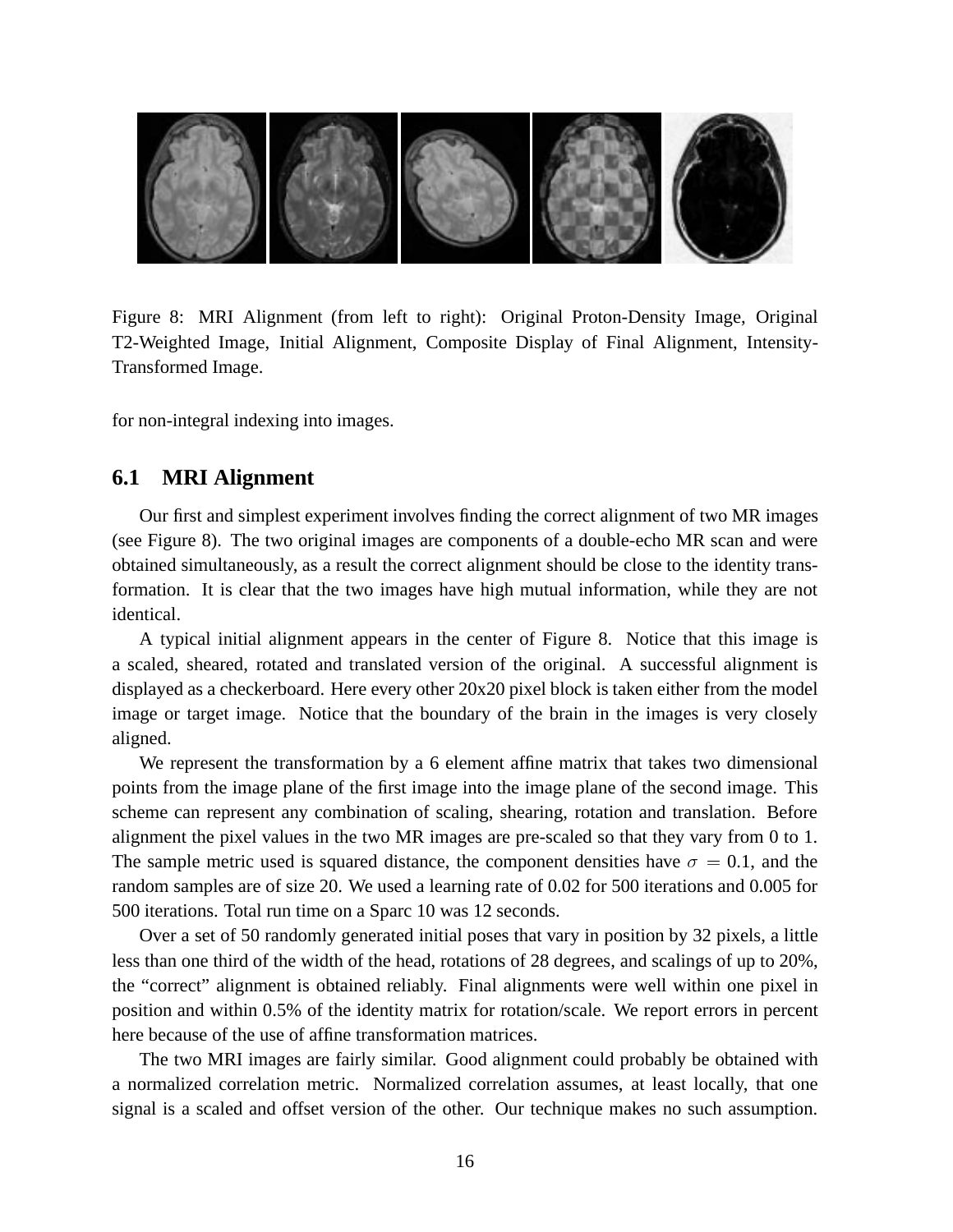Figure 8: MRI Alignment (from left to right): Original Proton-Density Image, Original T2-Weighted Image, Initial Alignment, Composite Display of Final Alignment, Intensity-Transformed Image.

for non-integral indexing into images.

### 6.1 MRI Alignment

Our first and simplest experiment involves finding the correct alignment of two MR images (see Figure 8). The two original images are components of a double-echo MR scan and were obtained simultaneously, as a result the correct alignment should be close to the identity transformation. It is clear that the two images have high mutual information, while they are not identical.

A typical initial alignment appears in the center of Figure 8. Notice that this image is a scaled, sheared, rotated and translated version of the original. A successful alignment is displayed as a checkerboard. Here every other 20x20 pixel block is taken either from the model image or target image. Notice that the boundary of the brain in the images is very closely aligned.

We represent the transformation by a 6 element affine matrix that takes two dimensional points from the image plane of the first image into the image plane of the second image. This scheme can represent any combination of scaling, shearing, rotation and translation. Before alignment the pixel values in the two MR images are pre-scaled so that they vary from 0 to 1. The sample metric used is squared distance, the component densities have $\sigma = 0.1$, and the random samples are of size 20. We used a learning rate of 0.02 for 500 iterations and 0.005 for 500 iterations. Total run time on a Sparc 10 was 12 seconds.

Over a set of 50 randomly generated initial poses that vary in position by 32 pixels, a little less than one third of the width of the head, rotations of 28 degrees, and scalings of up to 20%, the "correct" alignment is obtained reliably. Final alignments were well within one pixel in position and within 0.5% of the identity matrix for rotation/scale. We report errors in percent here because of the use of affine transformation matrices.

The two MRI images are fairly similar. Good alignment could probably be obtained with a normalized correlation metric. Normalized correlation assumes, at least locally, that one signal is a scaled and offset version of the other. Our technique makes no such assumption.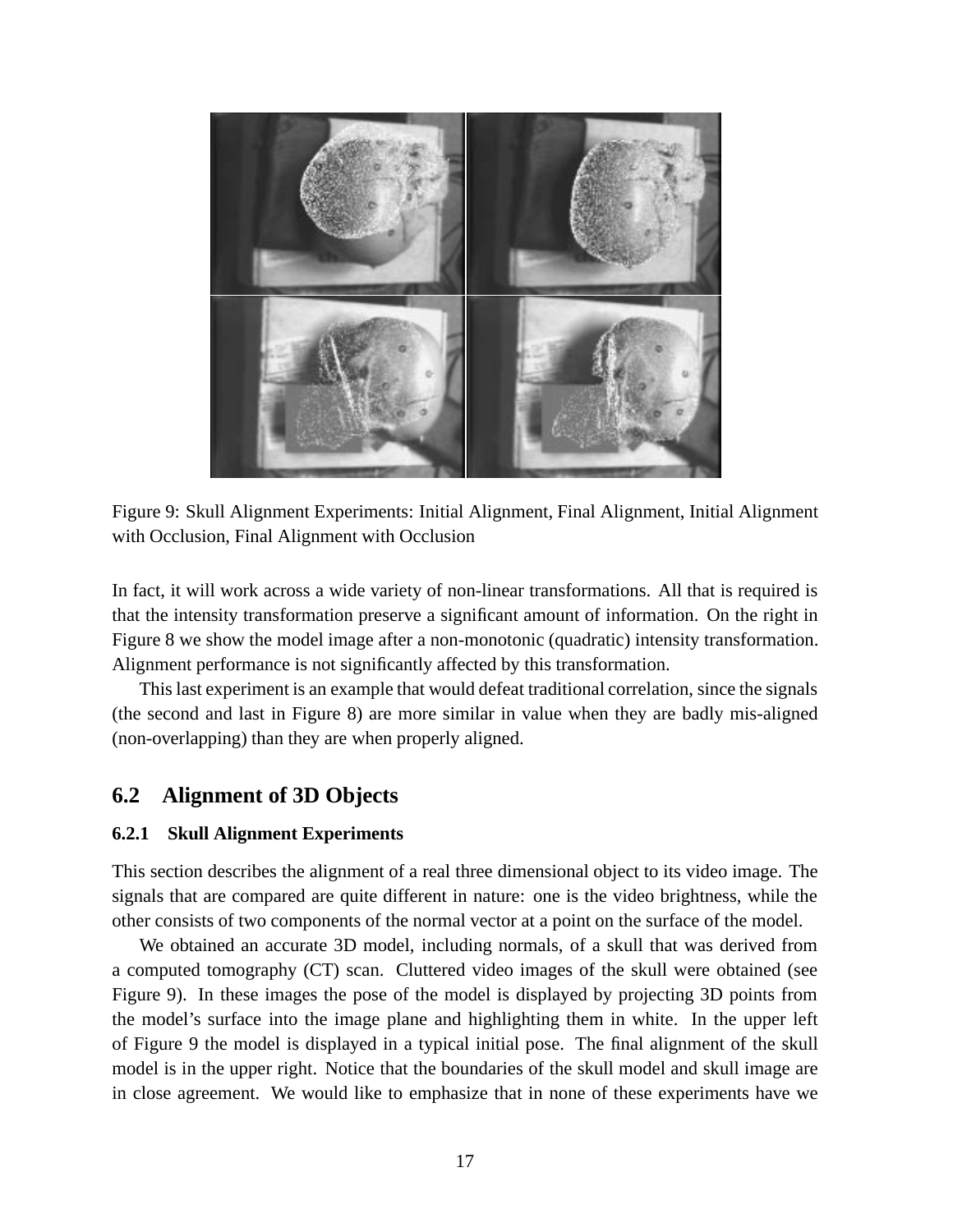Figure 9: Skull Alignment Experiments: Initial Alignment, Final Alignment, Initial Alignment with Occlusion, Final Alignment with Occlusion

In fact, it will work across a wide variety of non-linear transformations. All that is required is that the intensity transformation preserve a significant amount of information. On the right in Figure 8 we show the model image after a non-monotonic (quadratic) intensity transformation. Alignment performance is not significantly affected by this transformation.

This last experiment is an example that would defeat traditional correlation, since the signals (the second and last in Figure 8) are more similar in value when they are badly mis-aligned (non-overlapping) than they are when properly aligned.

## 6.2 Alignment of 3D Objects

### 6.2.1 Skull Alignment Experiments

This section describes the alignment of a real three dimensional object to its video image. The signals that are compared are quite different in nature: one is the video brightness, while the other consists of two components of the normal vector at a point on the surface of the model.

We obtained an accurate 3D model, including normals, of a skull that was derived from a computed tomography (CT) scan. Cluttered video images of the skull were obtained (see Figure 9). In these images the pose of the model is displayed by projecting 3D points from the model's surface into the image plane and highlighting them in white. In the upper left of Figure 9 the model is displayed in a typical initial pose. The final alignment of the skull model is in the upper right. Notice that the boundaries of the skull model and skull image are in close agreement. We would like to emphasize that in none of these experiments have we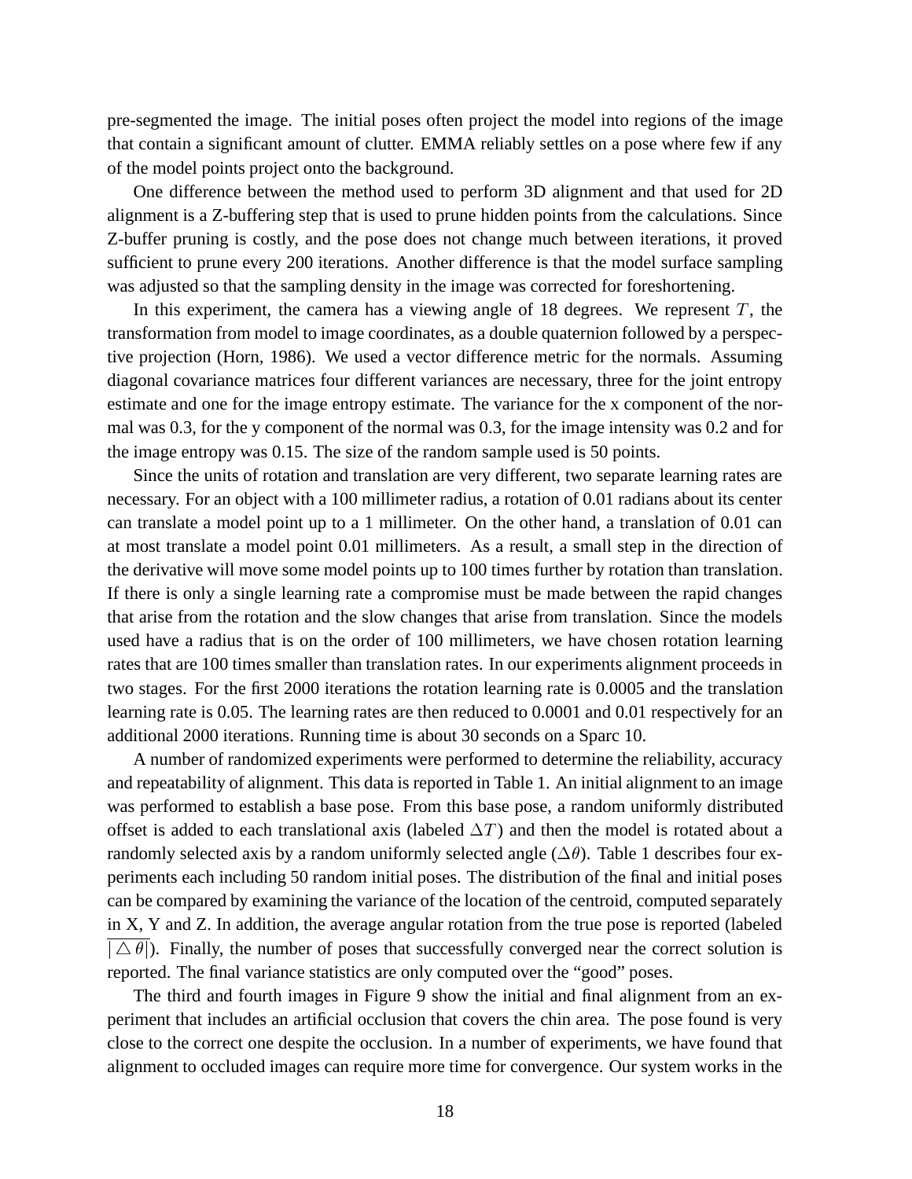pre-segmented the image. The initial poses often project the model into regions of the image that contain a significant amount of clutter. EMMA reliably settles on a pose where few if any of the model points project onto the background.

One difference between the method used to perform 3D alignment and that used for 2D alignment is a Z-buffering step that is used to prune hidden points from the calculations. Since Z-buffer pruning is costly, and the pose does not change much between iterations, it proved sufficient to prune every 200 iterations. Another difference is that the model surface sampling was adjusted so that the sampling density in the image was corrected for foreshortening.

In this experiment, the camera has a viewing angle of 18 degrees. We represent $T$, the transformation from model to image coordinates, as a double quaternion followed by a perspective projection (Horn, 1986). We used a vector difference metric for the normals. Assuming diagonal covariance matrices four different variances are necessary, three for the joint entropy estimate and one for the image entropy estimate. The variance for the x component of the normal was 0.3, for the y component of the normal was 0.3, for the image intensity was 0.2 and for the image entropy was 0.15. The size of the random sample used is 50 points.

Since the units of rotation and translation are very different, two separate learning rates are necessary. For an object with a 100 millimeter radius, a rotation of 0.01 radians about its center can translate a model point up to a 1 millimeter. On the other hand, a translation of 0.01 can at most translate a model point 0.01 millimeters. As a result, a small step in the direction of the derivative will move some model points up to 100 times further by rotation than translation. If there is only a single learning rate a compromise must be made between the rapid changes that arise from the rotation and the slow changes that arise from translation. Since the models used have a radius that is on the order of 100 millimeters, we have chosen rotation learning rates that are 100 times smaller than translation rates. In our experiments alignment proceeds in two stages. For the first 2000 iterations the rotation learning rate is 0.0005 and the translation learning rate is 0.05. The learning rates are then reduced to 0.0001 and 0.01 respectively for an additional 2000 iterations. Running time is about 30 seconds on a Sparc 10.

A number of randomized experiments were performed to determine the reliability, accuracy and repeatability of alignment. This data is reported in Table 1. An initial alignment to an image was performed to establish a base pose. From this base pose, a random uniformly distributed offset is added to each translational axis (labeled $\Delta T$) and then the model is rotated about a randomly selected axis by a random uniformly selected angle ($\Delta\theta$). Table 1 describes four experiments each including 50 random initial poses. The distribution of the final and initial poses can be compared by examining the variance of the location of the centroid, computed separately in X, Y and Z. In addition, the average angular rotation from the true pose is reported (labeled $\overline{|\triangle\,\theta|}$). Finally, the number of poses that successfully converged near the correct solution is reported. The final variance statistics are only computed over the "good" poses.

The third and fourth images in Figure 9 show the initial and final alignment from an experiment that includes an artificial occlusion that covers the chin area. The pose found is very close to the correct one despite the occlusion. In a number of experiments, we have found that alignment to occluded images can require more time for convergence. Our system works in the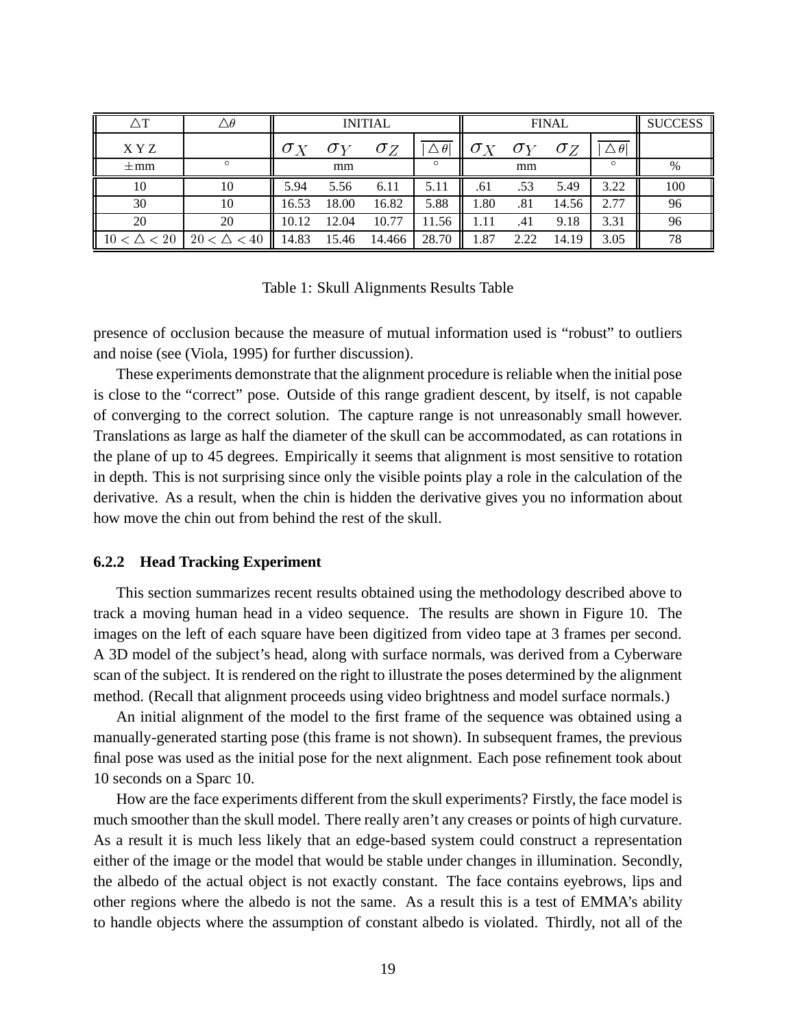| $\triangle$T | $\triangle\theta$ | INITIAL | | | | FINAL | | | | SUCCESS |
|---|---|---|---|---|---|---|---|---|---|---|
| X Y Z | | $\sigma_X$ | $\sigma_Y$ | $\sigma_Z$ | $\overline{\lvert\triangle\theta\rvert}$ | $\sigma_X$ | $\sigma_Y$ | $\sigma_Z$ | $\overline{\lvert\triangle\theta\rvert}$ | |
| $\pm$mm | $^\circ$ | mm | | | $^\circ$ | mm | | | $^\circ$ | % |
| 10 | 10 | 5.94 | 5.56 | 6.11 | 5.11 | .61 | .53 | 5.49 | 3.22 | 100 |
| 30 | 10 | 16.53 | 18.00 | 16.82 | 5.88 | 1.80 | .81 | 14.56 | 2.77 | 96 |
| 20 | 20 | 10.12 | 12.04 | 10.77 | 11.56 | 1.11 | .41 | 9.18 | 3.31 | 96 |
| $10 < \triangle < 20$ | $20 < \triangle < 40$ | 14.83 | 15.46 | 14.466 | 28.70 | 1.87 | 2.22 | 14.19 | 3.05 | 78 |

Table 1: Skull Alignments Results Table

presence of occlusion because the measure of mutual information used is "robust" to outliers and noise (see (Viola, 1995) for further discussion).

These experiments demonstrate that the alignment procedure is reliable when the initial pose is close to the "correct" pose. Outside of this range gradient descent, by itself, is not capable of converging to the correct solution. The capture range is not unreasonably small however. Translations as large as half the diameter of the skull can be accommodated, as can rotations in the plane of up to 45 degrees. Empirically it seems that alignment is most sensitive to rotation in depth. This is not surprising since only the visible points play a role in the calculation of the derivative. As a result, when the chin is hidden the derivative gives you no information about how move the chin out from behind the rest of the skull.

#### 6.2.2 Head Tracking Experiment

This section summarizes recent results obtained using the methodology described above to track a moving human head in a video sequence. The results are shown in Figure 10. The images on the left of each square have been digitized from video tape at 3 frames per second. A 3D model of the subject's head, along with surface normals, was derived from a Cyberware scan of the subject. It is rendered on the right to illustrate the poses determined by the alignment method. (Recall that alignment proceeds using video brightness and model surface normals.)

An initial alignment of the model to the first frame of the sequence was obtained using a manually-generated starting pose (this frame is not shown). In subsequent frames, the previous final pose was used as the initial pose for the next alignment. Each pose refinement took about 10 seconds on a Sparc 10.

How are the face experiments different from the skull experiments? Firstly, the face model is much smoother than the skull model. There really aren't any creases or points of high curvature. As a result it is much less likely that an edge-based system could construct a representation either of the image or the model that would be stable under changes in illumination. Secondly, the albedo of the actual object is not exactly constant. The face contains eyebrows, lips and other regions where the albedo is not the same. As a result this is a test of EMMA's ability to handle objects where the assumption of constant albedo is violated. Thirdly, not all of the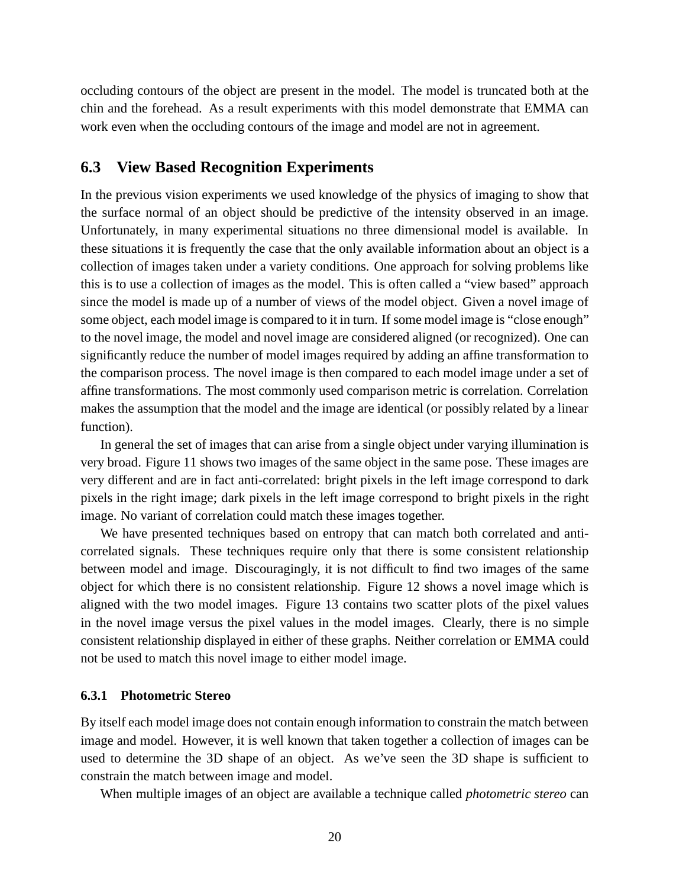occluding contours of the object are present in the model. The model is truncated both at the chin and the forehead. As a result experiments with this model demonstrate that EMMA can work even when the occluding contours of the image and model are not in agreement.

## 6.3 View Based Recognition Experiments

In the previous vision experiments we used knowledge of the physics of imaging to show that the surface normal of an object should be predictive of the intensity observed in an image. Unfortunately, in many experimental situations no three dimensional model is available. In these situations it is frequently the case that the only available information about an object is a collection of images taken under a variety conditions. One approach for solving problems like this is to use a collection of images as the model. This is often called a "view based" approach since the model is made up of a number of views of the model object. Given a novel image of some object, each model image is compared to it in turn. If some model image is "close enough" to the novel image, the model and novel image are considered aligned (or recognized). One can significantly reduce the number of model images required by adding an affine transformation to the comparison process. The novel image is then compared to each model image under a set of affine transformations. The most commonly used comparison metric is correlation. Correlation makes the assumption that the model and the image are identical (or possibly related by a linear function).

In general the set of images that can arise from a single object under varying illumination is very broad. Figure 11 shows two images of the same object in the same pose. These images are very different and are in fact anti-correlated: bright pixels in the left image correspond to dark pixels in the right image; dark pixels in the left image correspond to bright pixels in the right image. No variant of correlation could match these images together.

We have presented techniques based on entropy that can match both correlated and anti-correlated signals. These techniques require only that there is some consistent relationship between model and image. Discouragingly, it is not difficult to find two images of the same object for which there is no consistent relationship. Figure 12 shows a novel image which is aligned with the two model images. Figure 13 contains two scatter plots of the pixel values in the novel image versus the pixel values in the model images. Clearly, there is no simple consistent relationship displayed in either of these graphs. Neither correlation or EMMA could not be used to match this novel image to either model image.

### 6.3.1 Photometric Stereo

By itself each model image does not contain enough information to constrain the match between image and model. However, it is well known that taken together a collection of images can be used to determine the 3D shape of an object. As we've seen the 3D shape is sufficient to constrain the match between image and model.

When multiple images of an object are available a technique called *photometric stereo* can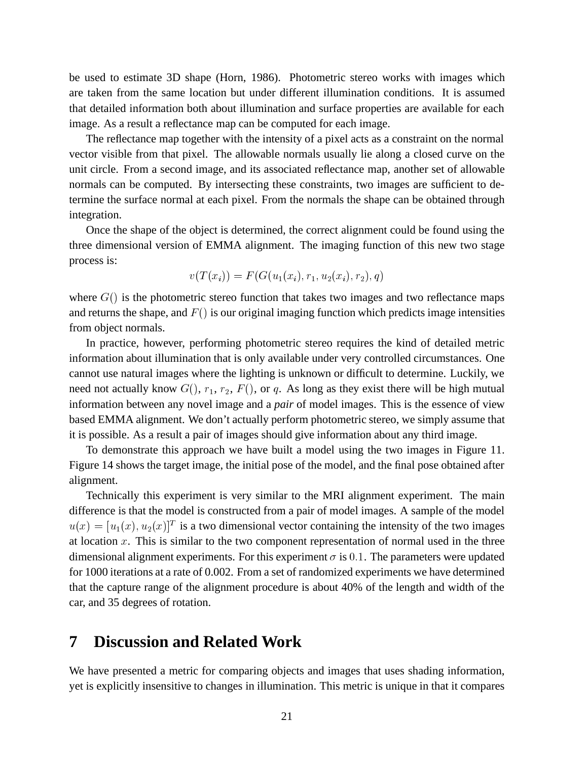be used to estimate 3D shape (Horn, 1986). Photometric stereo works with images which are taken from the same location but under different illumination conditions. It is assumed that detailed information both about illumination and surface properties are available for each image. As a result a reflectance map can be computed for each image.

The reflectance map together with the intensity of a pixel acts as a constraint on the normal vector visible from that pixel. The allowable normals usually lie along a closed curve on the unit circle. From a second image, and its associated reflectance map, another set of allowable normals can be computed. By intersecting these constraints, two images are sufficient to determine the surface normal at each pixel. From the normals the shape can be obtained through integration.

Once the shape of the object is determined, the correct alignment could be found using the three dimensional version of EMMA alignment. The imaging function of this new two stage process is:

$$v(T(x_i)) = F(G(u_1(x_i), r_1, u_2(x_i), r_2), q)$$

where $G()$ is the photometric stereo function that takes two images and two reflectance maps and returns the shape, and $F()$ is our original imaging function which predicts image intensities from object normals.

In practice, however, performing photometric stereo requires the kind of detailed metric information about illumination that is only available under very controlled circumstances. One cannot use natural images where the lighting is unknown or difficult to determine. Luckily, we need not actually know $G()$, $r_1$, $r_2$, $F()$, or $q$. As long as they exist there will be high mutual information between any novel image and a *pair* of model images. This is the essence of view based EMMA alignment. We don't actually perform photometric stereo, we simply assume that it is possible. As a result a pair of images should give information about any third image.

To demonstrate this approach we have built a model using the two images in Figure 11. Figure 14 shows the target image, the initial pose of the model, and the final pose obtained after alignment.

Technically this experiment is very similar to the MRI alignment experiment. The main difference is that the model is constructed from a pair of model images. A sample of the model $u(x) = [u_1(x), u_2(x)]^T$ is a two dimensional vector containing the intensity of the two images at location $x$. This is similar to the two component representation of normal used in the three dimensional alignment experiments. For this experiment $\sigma$ is $0.1$. The parameters were updated for 1000 iterations at a rate of 0.002. From a set of randomized experiments we have determined that the capture range of the alignment procedure is about 40% of the length and width of the car, and 35 degrees of rotation.

# 7 Discussion and Related Work

We have presented a metric for comparing objects and images that uses shading information, yet is explicitly insensitive to changes in illumination. This metric is unique in that it compares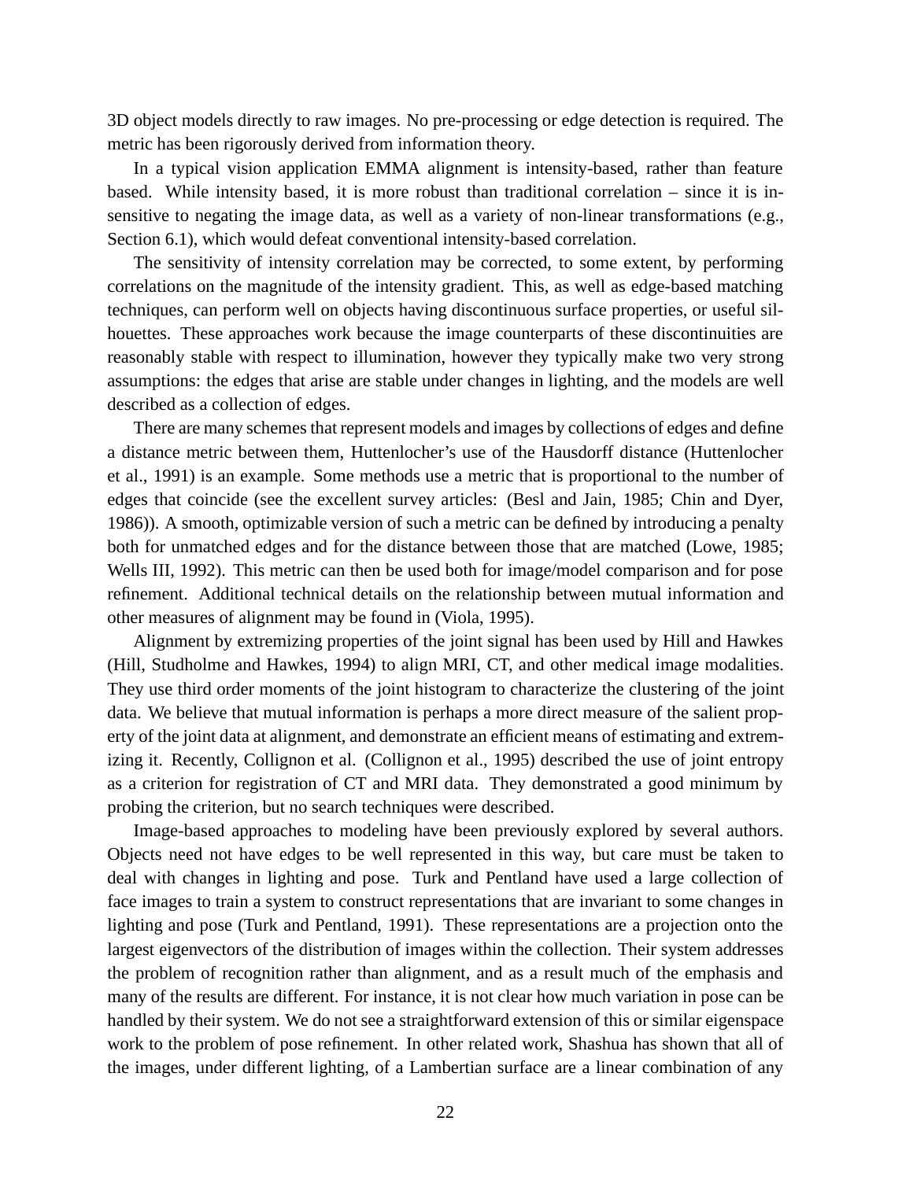3D object models directly to raw images. No pre-processing or edge detection is required. The metric has been rigorously derived from information theory.

In a typical vision application EMMA alignment is intensity-based, rather than feature based. While intensity based, it is more robust than traditional correlation – since it is insensitive to negating the image data, as well as a variety of non-linear transformations (e.g., Section 6.1), which would defeat conventional intensity-based correlation.

The sensitivity of intensity correlation may be corrected, to some extent, by performing correlations on the magnitude of the intensity gradient. This, as well as edge-based matching techniques, can perform well on objects having discontinuous surface properties, or useful silhouettes. These approaches work because the image counterparts of these discontinuities are reasonably stable with respect to illumination, however they typically make two very strong assumptions: the edges that arise are stable under changes in lighting, and the models are well described as a collection of edges.

There are many schemes that represent models and images by collections of edges and define a distance metric between them, Huttenlocher's use of the Hausdorff distance (Huttenlocher et al., 1991) is an example. Some methods use a metric that is proportional to the number of edges that coincide (see the excellent survey articles: (Besl and Jain, 1985; Chin and Dyer, 1986)). A smooth, optimizable version of such a metric can be defined by introducing a penalty both for unmatched edges and for the distance between those that are matched (Lowe, 1985; Wells III, 1992). This metric can then be used both for image/model comparison and for pose refinement. Additional technical details on the relationship between mutual information and other measures of alignment may be found in (Viola, 1995).

Alignment by extremizing properties of the joint signal has been used by Hill and Hawkes (Hill, Studholme and Hawkes, 1994) to align MRI, CT, and other medical image modalities. They use third order moments of the joint histogram to characterize the clustering of the joint data. We believe that mutual information is perhaps a more direct measure of the salient property of the joint data at alignment, and demonstrate an efficient means of estimating and extremizing it. Recently, Collignon et al. (Collignon et al., 1995) described the use of joint entropy as a criterion for registration of CT and MRI data. They demonstrated a good minimum by probing the criterion, but no search techniques were described.

Image-based approaches to modeling have been previously explored by several authors. Objects need not have edges to be well represented in this way, but care must be taken to deal with changes in lighting and pose. Turk and Pentland have used a large collection of face images to train a system to construct representations that are invariant to some changes in lighting and pose (Turk and Pentland, 1991). These representations are a projection onto the largest eigenvectors of the distribution of images within the collection. Their system addresses the problem of recognition rather than alignment, and as a result much of the emphasis and many of the results are different. For instance, it is not clear how much variation in pose can be handled by their system. We do not see a straightforward extension of this or similar eigenspace work to the problem of pose refinement. In other related work, Shashua has shown that all of the images, under different lighting, of a Lambertian surface are a linear combination of any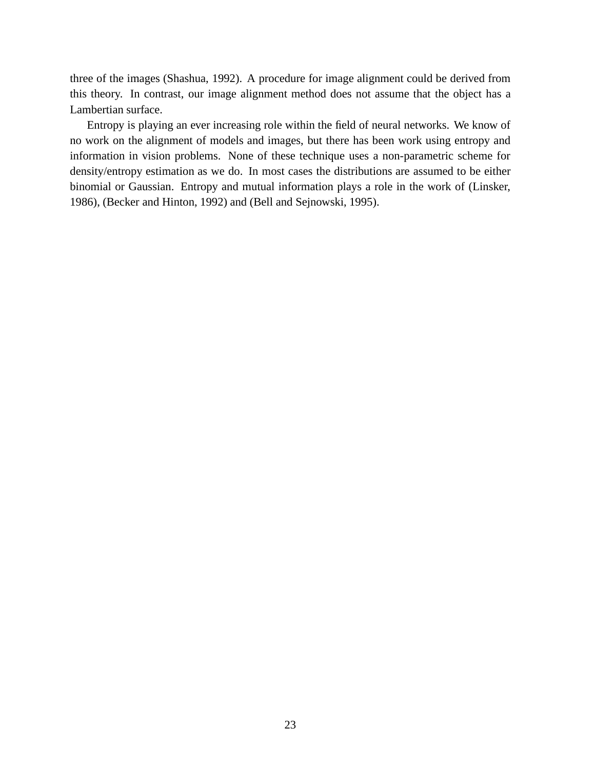three of the images (Shashua, 1992). A procedure for image alignment could be derived from this theory. In contrast, our image alignment method does not assume that the object has a Lambertian surface.

Entropy is playing an ever increasing role within the field of neural networks. We know of no work on the alignment of models and images, but there has been work using entropy and information in vision problems. None of these technique uses a non-parametric scheme for density/entropy estimation as we do. In most cases the distributions are assumed to be either binomial or Gaussian. Entropy and mutual information plays a role in the work of (Linsker, 1986), (Becker and Hinton, 1992) and (Bell and Sejnowski, 1995).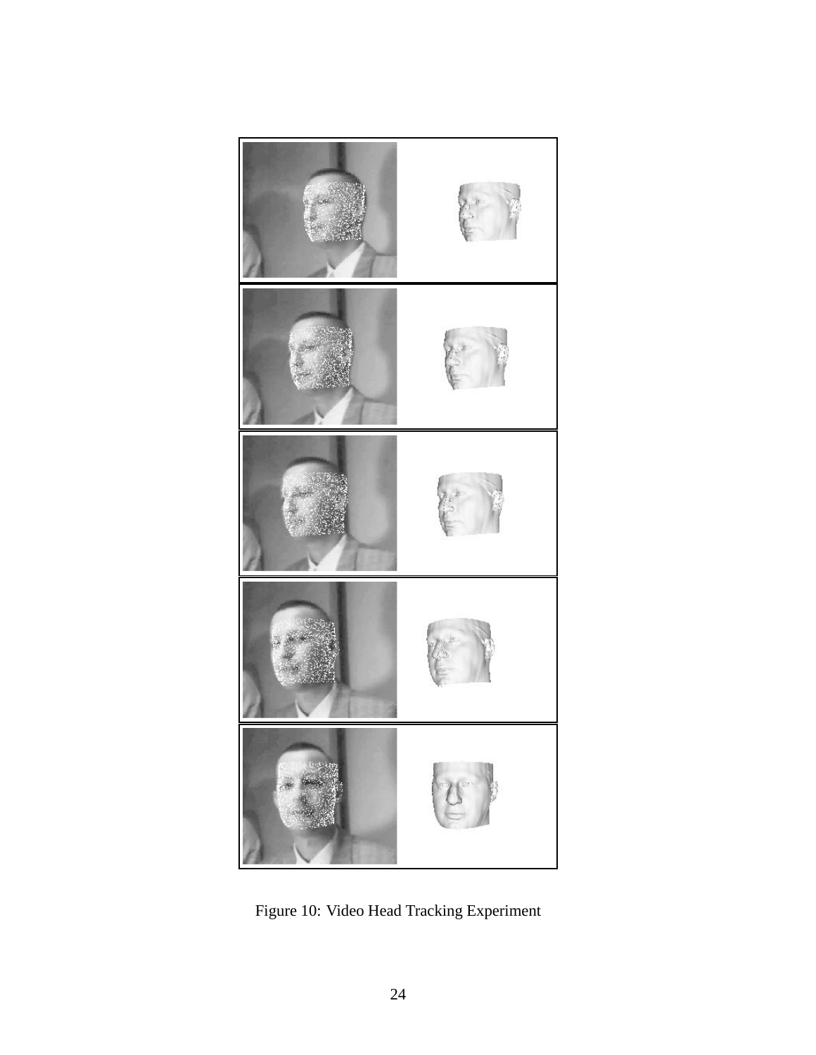Figure 10: Video Head Tracking Experiment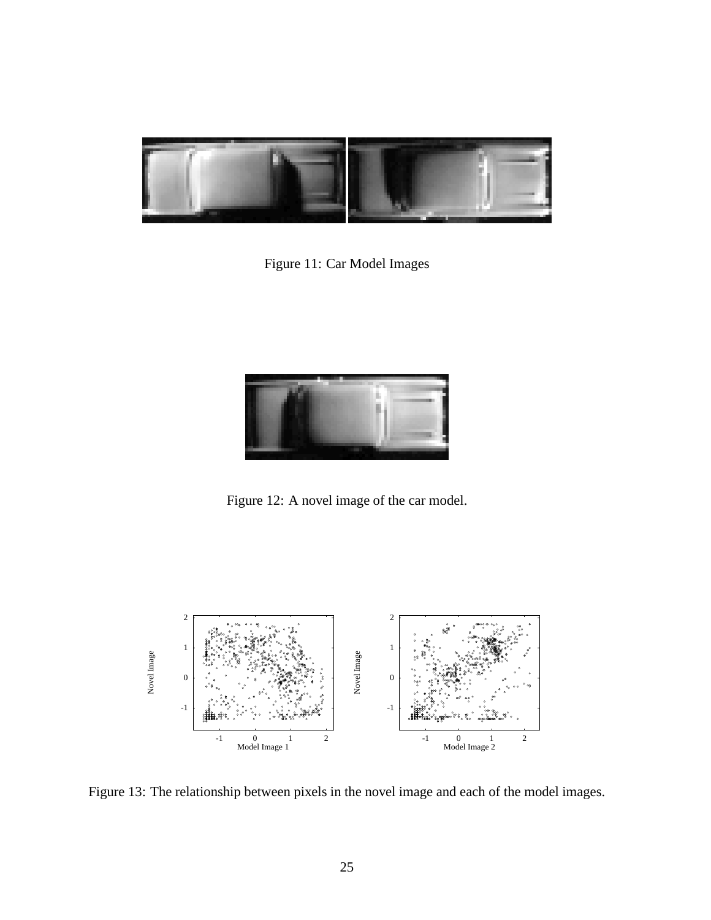Figure 11: Car Model Images

Figure 12: A novel image of the car model.

Figure 13: The relationship between pixels in the novel image and each of the model images.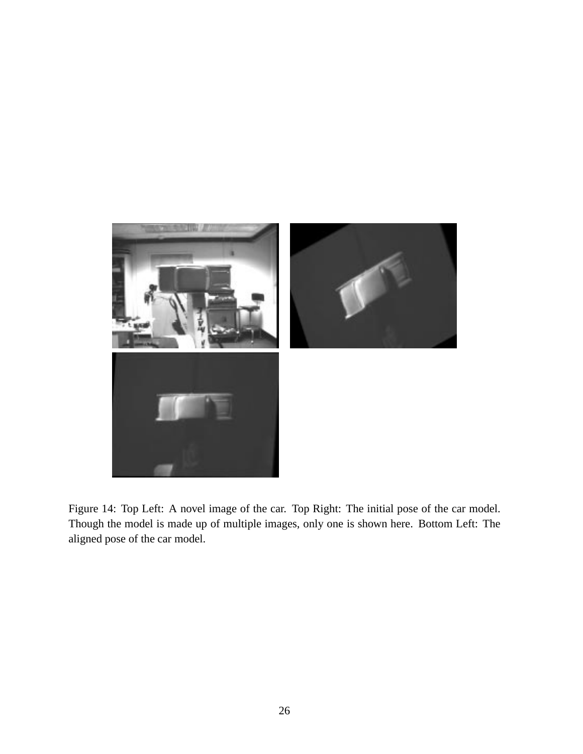Figure 14: Top Left: A novel image of the car. Top Right: The initial pose of the car model. Though the model is made up of multiple images, only one is shown here. Bottom Left: The aligned pose of the car model.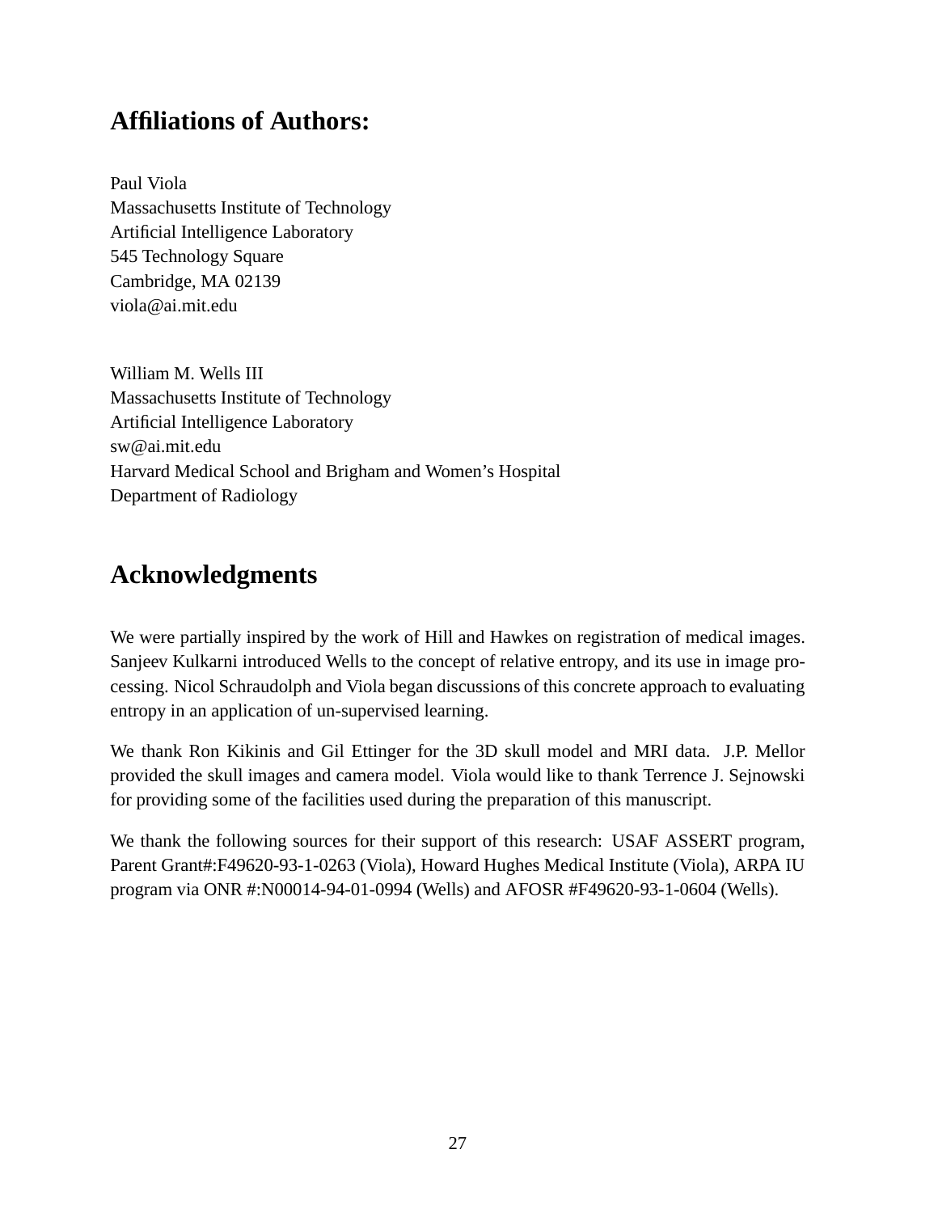## Affiliations of Authors:

Paul Viola
Massachusetts Institute of Technology
Artificial Intelligence Laboratory
545 Technology Square
Cambridge, MA 02139
viola@ai.mit.edu

William M. Wells III
Massachusetts Institute of Technology
Artificial Intelligence Laboratory
sw@ai.mit.edu
Harvard Medical School and Brigham and Women's Hospital
Department of Radiology

## Acknowledgments

We were partially inspired by the work of Hill and Hawkes on registration of medical images. Sanjeev Kulkarni introduced Wells to the concept of relative entropy, and its use in image processing. Nicol Schraudolph and Viola began discussions of this concrete approach to evaluating entropy in an application of un-supervised learning.

We thank Ron Kikinis and Gil Ettinger for the 3D skull model and MRI data. J.P. Mellor provided the skull images and camera model. Viola would like to thank Terrence J. Sejnowski for providing some of the facilities used during the preparation of this manuscript.

We thank the following sources for their support of this research: USAF ASSERT program, Parent Grant#:F49620-93-1-0263 (Viola), Howard Hughes Medical Institute (Viola), ARPA IU program via ONR #:N00014-94-01-0994 (Wells) and AFOSR #F49620-93-1-0604 (Wells).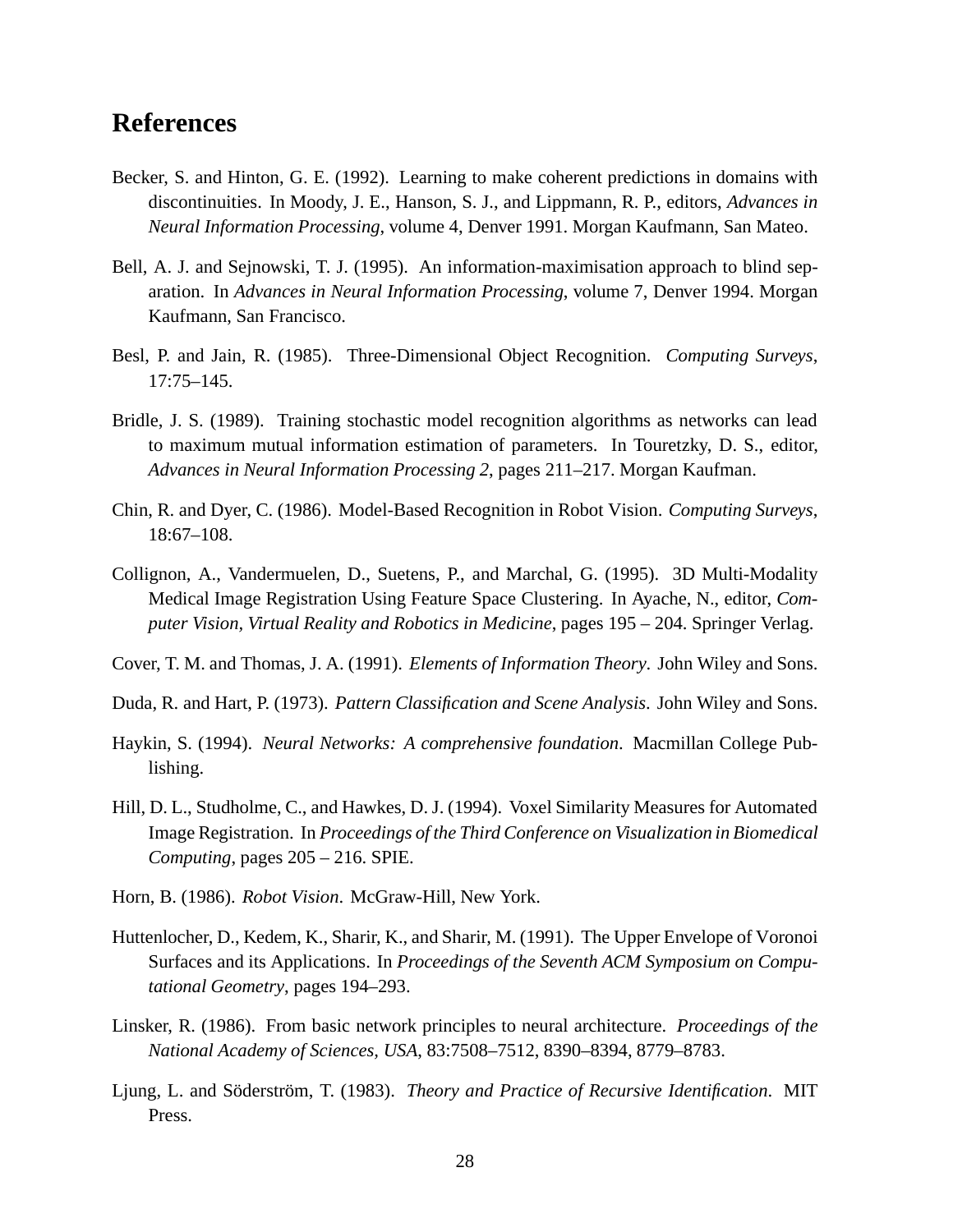# References

Becker, S. and Hinton, G. E. (1992). Learning to make coherent predictions in domains with discontinuities. In Moody, J. E., Hanson, S. J., and Lippmann, R. P., editors, *Advances in Neural Information Processing*, volume 4, Denver 1991. Morgan Kaufmann, San Mateo.

Bell, A. J. and Sejnowski, T. J. (1995). An information-maximisation approach to blind separation. In *Advances in Neural Information Processing*, volume 7, Denver 1994. Morgan Kaufmann, San Francisco.

Besl, P. and Jain, R. (1985). Three-Dimensional Object Recognition. *Computing Surveys*, 17:75–145.

Bridle, J. S. (1989). Training stochastic model recognition algorithms as networks can lead to maximum mutual information estimation of parameters. In Touretzky, D. S., editor, *Advances in Neural Information Processing 2*, pages 211–217. Morgan Kaufman.

Chin, R. and Dyer, C. (1986). Model-Based Recognition in Robot Vision. *Computing Surveys*, 18:67–108.

Collignon, A., Vandermuelen, D., Suetens, P., and Marchal, G. (1995). 3D Multi-Modality Medical Image Registration Using Feature Space Clustering. In Ayache, N., editor, *Computer Vision, Virtual Reality and Robotics in Medicine*, pages 195 – 204. Springer Verlag.

Cover, T. M. and Thomas, J. A. (1991). *Elements of Information Theory*. John Wiley and Sons.

Duda, R. and Hart, P. (1973). *Pattern Classification and Scene Analysis*. John Wiley and Sons.

Haykin, S. (1994). *Neural Networks: A comprehensive foundation*. Macmillan College Publishing.

Hill, D. L., Studholme, C., and Hawkes, D. J. (1994). Voxel Similarity Measures for Automated Image Registration. In *Proceedings of the Third Conference on Visualization in Biomedical Computing*, pages 205 – 216. SPIE.

Horn, B. (1986). *Robot Vision*. McGraw-Hill, New York.

Huttenlocher, D., Kedem, K., Sharir, K., and Sharir, M. (1991). The Upper Envelope of Voronoi Surfaces and its Applications. In *Proceedings of the Seventh ACM Symposium on Computational Geometry*, pages 194–293.

Linsker, R. (1986). From basic network principles to neural architecture. *Proceedings of the National Academy of Sciences, USA*, 83:7508–7512, 8390–8394, 8779–8783.

Ljung, L. and Söderström, T. (1983). *Theory and Practice of Recursive Identification*. MIT Press.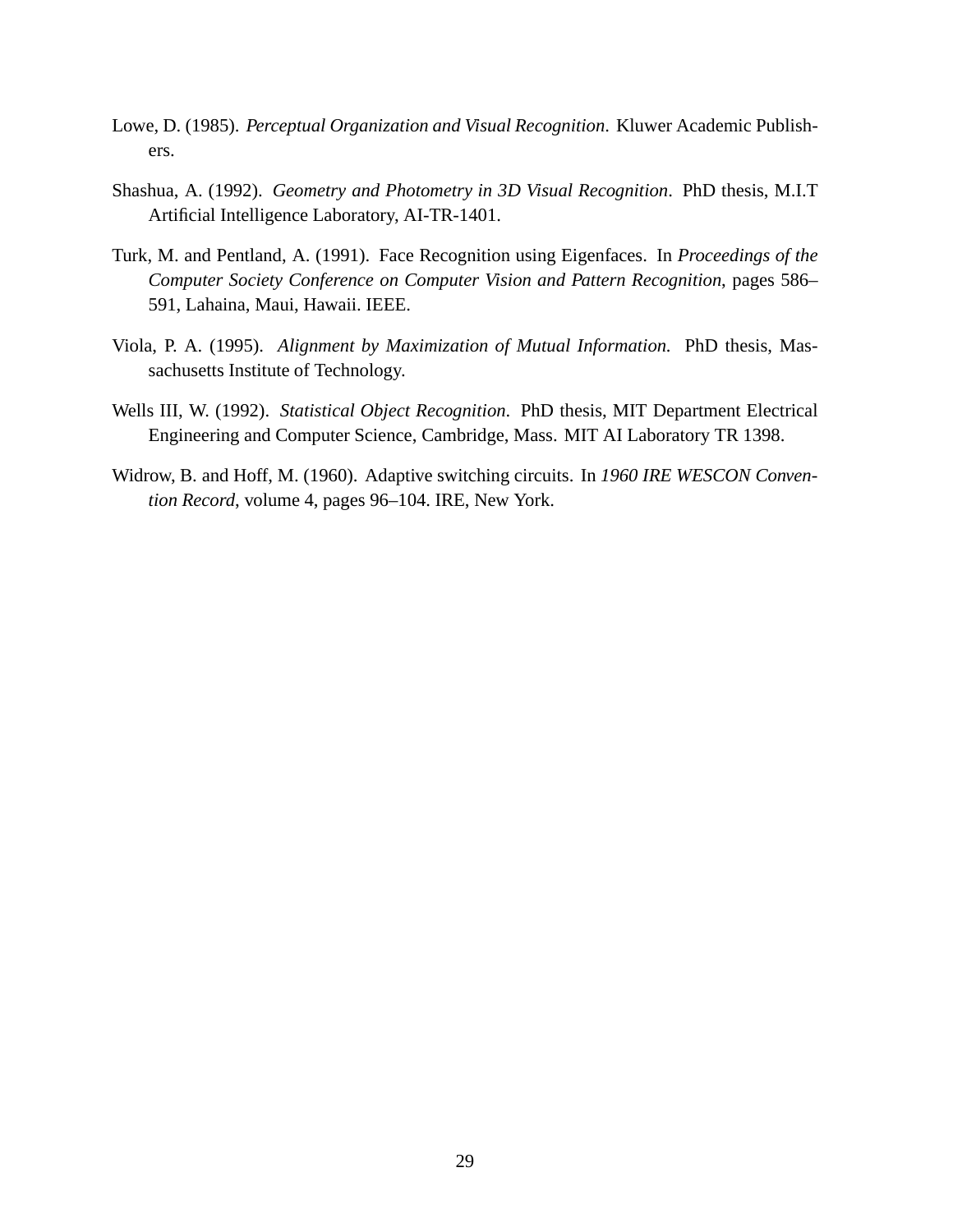Lowe, D. (1985). *Perceptual Organization and Visual Recognition*. Kluwer Academic Publishers.

Shashua, A. (1992). *Geometry and Photometry in 3D Visual Recognition*. PhD thesis, M.I.T Artificial Intelligence Laboratory, AI-TR-1401.

Turk, M. and Pentland, A. (1991). Face Recognition using Eigenfaces. In *Proceedings of the Computer Society Conference on Computer Vision and Pattern Recognition*, pages 586–591, Lahaina, Maui, Hawaii. IEEE.

Viola, P. A. (1995). *Alignment by Maximization of Mutual Information.* PhD thesis, Massachusetts Institute of Technology.

Wells III, W. (1992). *Statistical Object Recognition*. PhD thesis, MIT Department Electrical Engineering and Computer Science, Cambridge, Mass. MIT AI Laboratory TR 1398.

Widrow, B. and Hoff, M. (1960). Adaptive switching circuits. In *1960 IRE WESCON Convention Record*, volume 4, pages 96–104. IRE, New York.